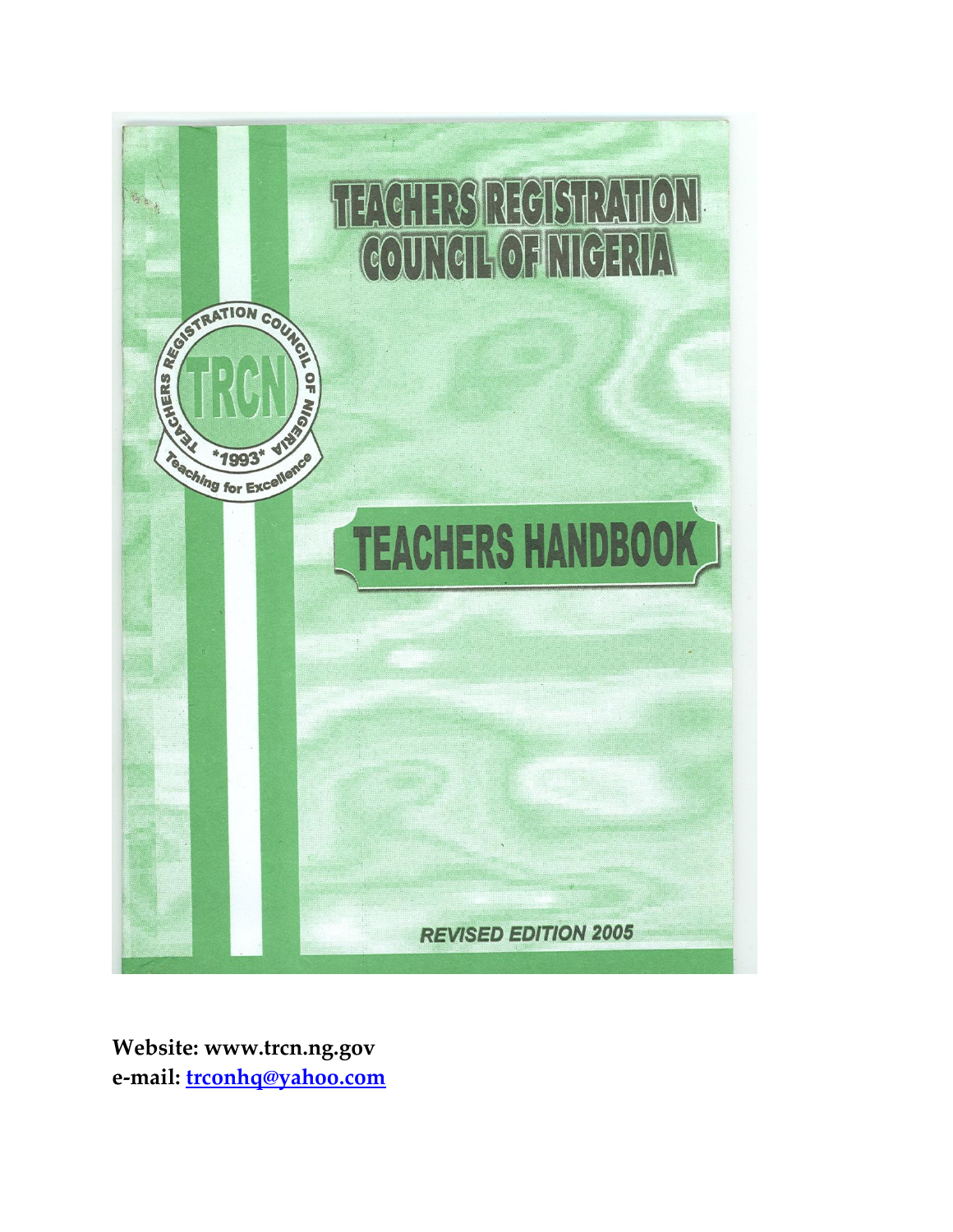# TEACHERS REGISTRATION COUNCIL OF NIGERIA

TEACHERS REGISTRATION COUNCIL OF NIGERIA

TRCN

*1993*

Teaching for Excellence

## TEACHERS HANDBOOK

*REVISED EDITION 2005*

**Website: www.trcn.ng.gov**
**e-mail: trconhq@yahoo.com**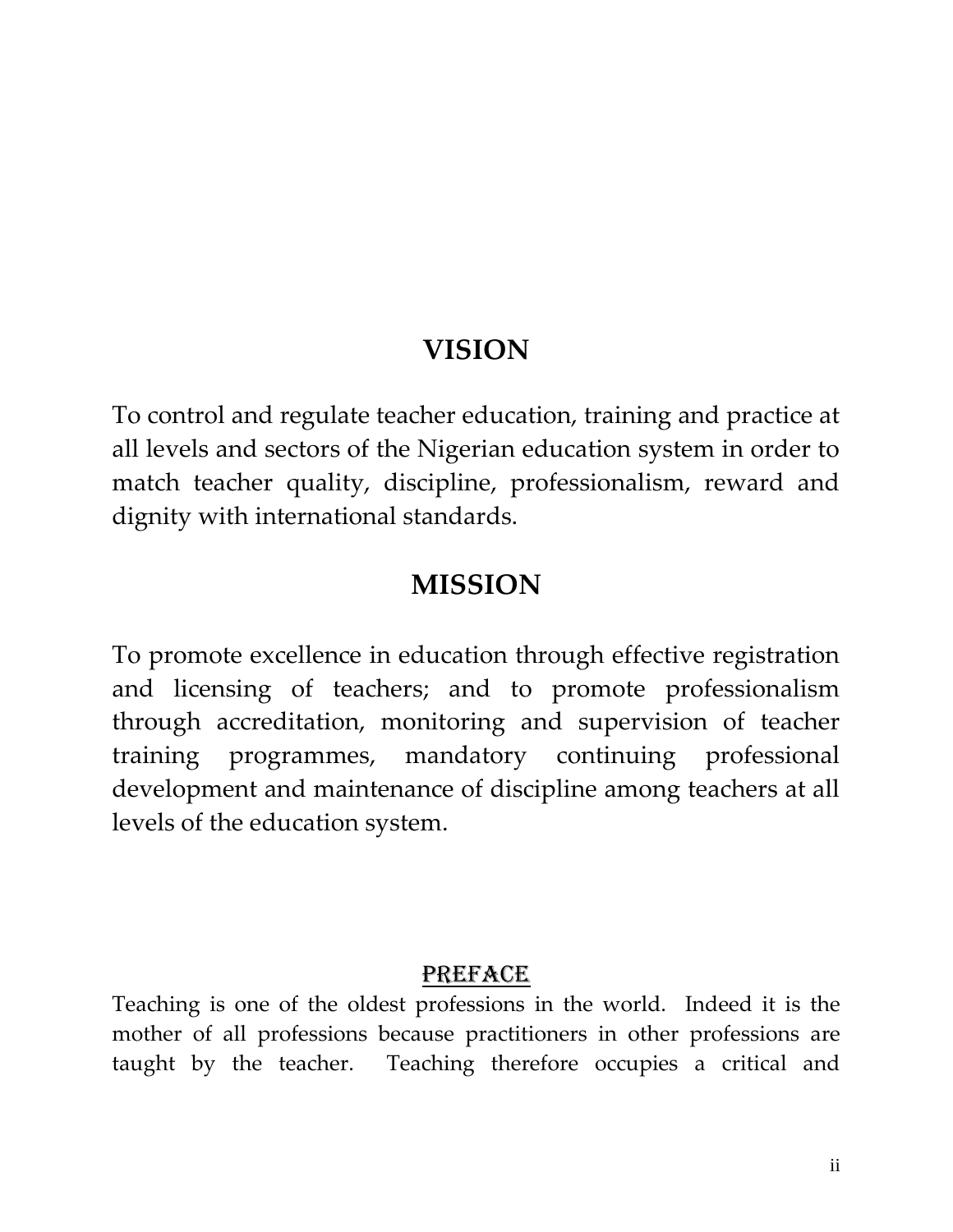## VISION

To control and regulate teacher education, training and practice at all levels and sectors of the Nigerian education system in order to match teacher quality, discipline, professionalism, reward and dignity with international standards.

## MISSION

To promote excellence in education through effective registration and licensing of teachers; and to promote professionalism through accreditation, monitoring and supervision of teacher training programmes, mandatory continuing professional development and maintenance of discipline among teachers at all levels of the education system.

## PREFACE

Teaching is one of the oldest professions in the world. Indeed it is the mother of all professions because practitioners in other professions are taught by the teacher. Teaching therefore occupies a critical and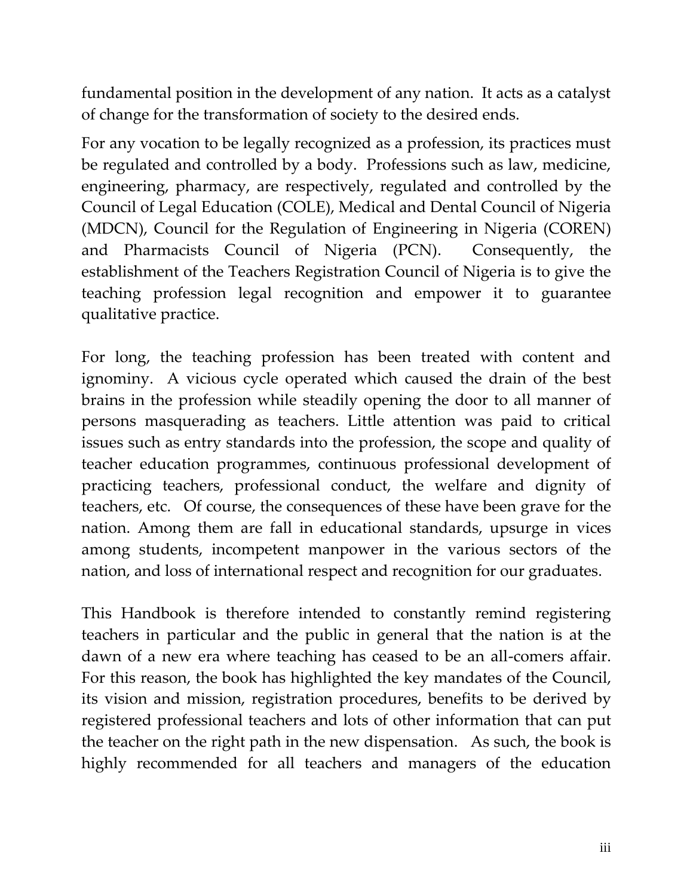fundamental position in the development of any nation. It acts as a catalyst of change for the transformation of society to the desired ends.

For any vocation to be legally recognized as a profession, its practices must be regulated and controlled by a body. Professions such as law, medicine, engineering, pharmacy, are respectively, regulated and controlled by the Council of Legal Education (COLE), Medical and Dental Council of Nigeria (MDCN), Council for the Regulation of Engineering in Nigeria (COREN) and Pharmacists Council of Nigeria (PCN). Consequently, the establishment of the Teachers Registration Council of Nigeria is to give the teaching profession legal recognition and empower it to guarantee qualitative practice.

For long, the teaching profession has been treated with content and ignominy. A vicious cycle operated which caused the drain of the best brains in the profession while steadily opening the door to all manner of persons masquerading as teachers. Little attention was paid to critical issues such as entry standards into the profession, the scope and quality of teacher education programmes, continuous professional development of practicing teachers, professional conduct, the welfare and dignity of teachers, etc. Of course, the consequences of these have been grave for the nation. Among them are fall in educational standards, upsurge in vices among students, incompetent manpower in the various sectors of the nation, and loss of international respect and recognition for our graduates.

This Handbook is therefore intended to constantly remind registering teachers in particular and the public in general that the nation is at the dawn of a new era where teaching has ceased to be an all-comers affair. For this reason, the book has highlighted the key mandates of the Council, its vision and mission, registration procedures, benefits to be derived by registered professional teachers and lots of other information that can put the teacher on the right path in the new dispensation. As such, the book is highly recommended for all teachers and managers of the education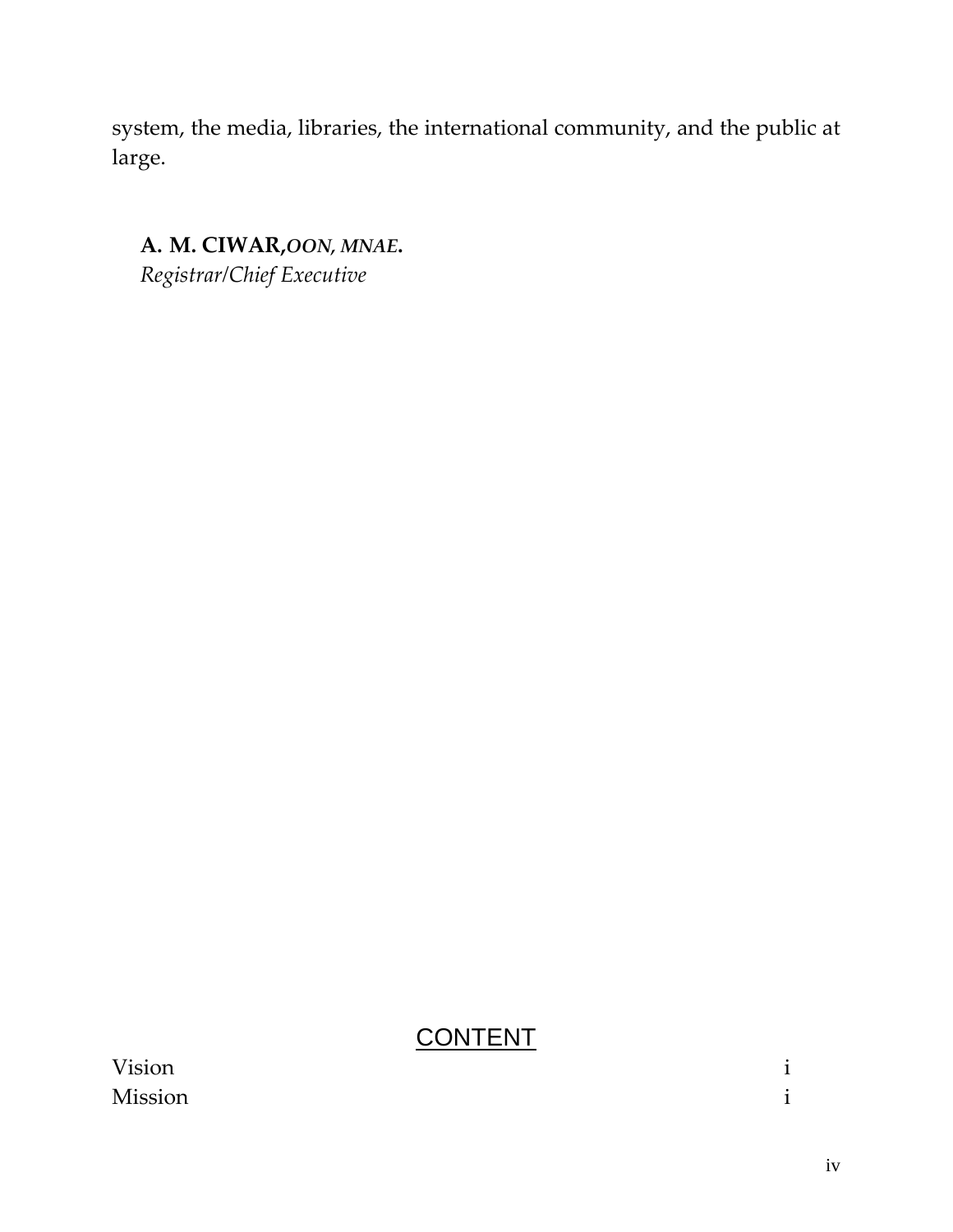system, the media, libraries, the international community, and the public at large.

**A. M. CIWAR,*OON, MNAE*.**
*Registrar/Chief Executive*

## CONTENT

| | |
|---|---|
| Vision | i |
| Mission | i |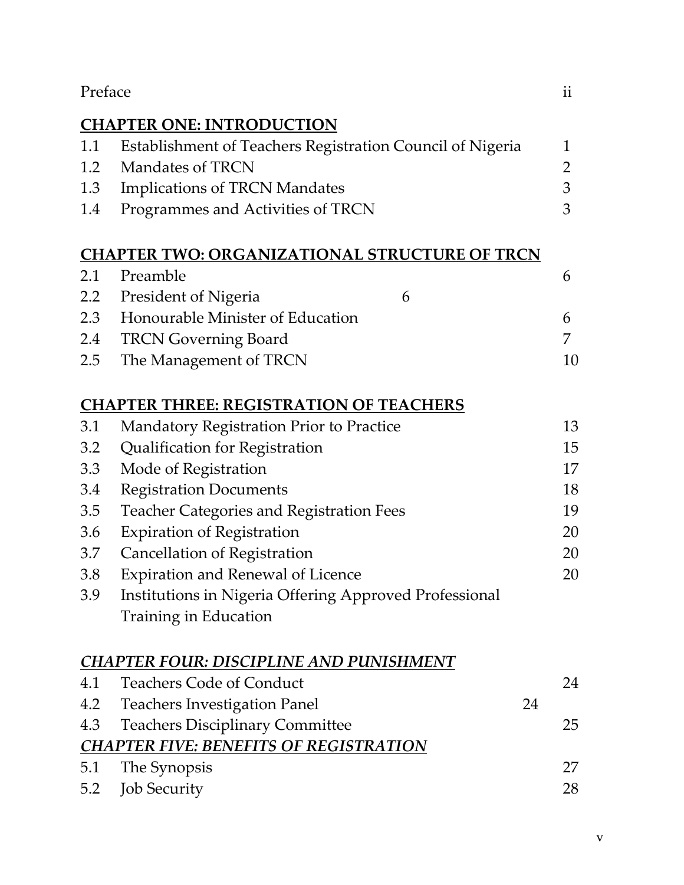| | | |
|---|---|---|
| Preface | | ii |

**CHAPTER ONE: INTRODUCTION**

| | | |
|---|---|---|
| 1.1 | Establishment of Teachers Registration Council of Nigeria | 1 |
| 1.2 | Mandates of TRCN | 2 |
| 1.3 | Implications of TRCN Mandates | 3 |
| 1.4 | Programmes and Activities of TRCN | 3 |

**CHAPTER TWO: ORGANIZATIONAL STRUCTURE OF TRCN**

| | | |
|---|---|---|
| 2.1 | Preamble | 6 |
| 2.2 | President of Nigeria | 6 |
| 2.3 | Honourable Minister of Education | 6 |
| 2.4 | TRCN Governing Board | 7 |
| 2.5 | The Management of TRCN | 10 |

**CHAPTER THREE: REGISTRATION OF TEACHERS**

| | | |
|---|---|---|
| 3.1 | Mandatory Registration Prior to Practice | 13 |
| 3.2 | Qualification for Registration | 15 |
| 3.3 | Mode of Registration | 17 |
| 3.4 | Registration Documents | 18 |
| 3.5 | Teacher Categories and Registration Fees | 19 |
| 3.6 | Expiration of Registration | 20 |
| 3.7 | Cancellation of Registration | 20 |
| 3.8 | Expiration and Renewal of Licence | 20 |
| 3.9 | Institutions in Nigeria Offering Approved Professional Training in Education | |

***CHAPTER FOUR: DISCIPLINE AND PUNISHMENT***

| | | |
|---|---|---|
| 4.1 | Teachers Code of Conduct | 24 |
| 4.2 | Teachers Investigation Panel | 24 |
| 4.3 | Teachers Disciplinary Committee | 25 |

***CHAPTER FIVE: BENEFITS OF REGISTRATION***

| | | |
|---|---|---|
| 5.1 | The Synopsis | 27 |
| 5.2 | Job Security | 28 |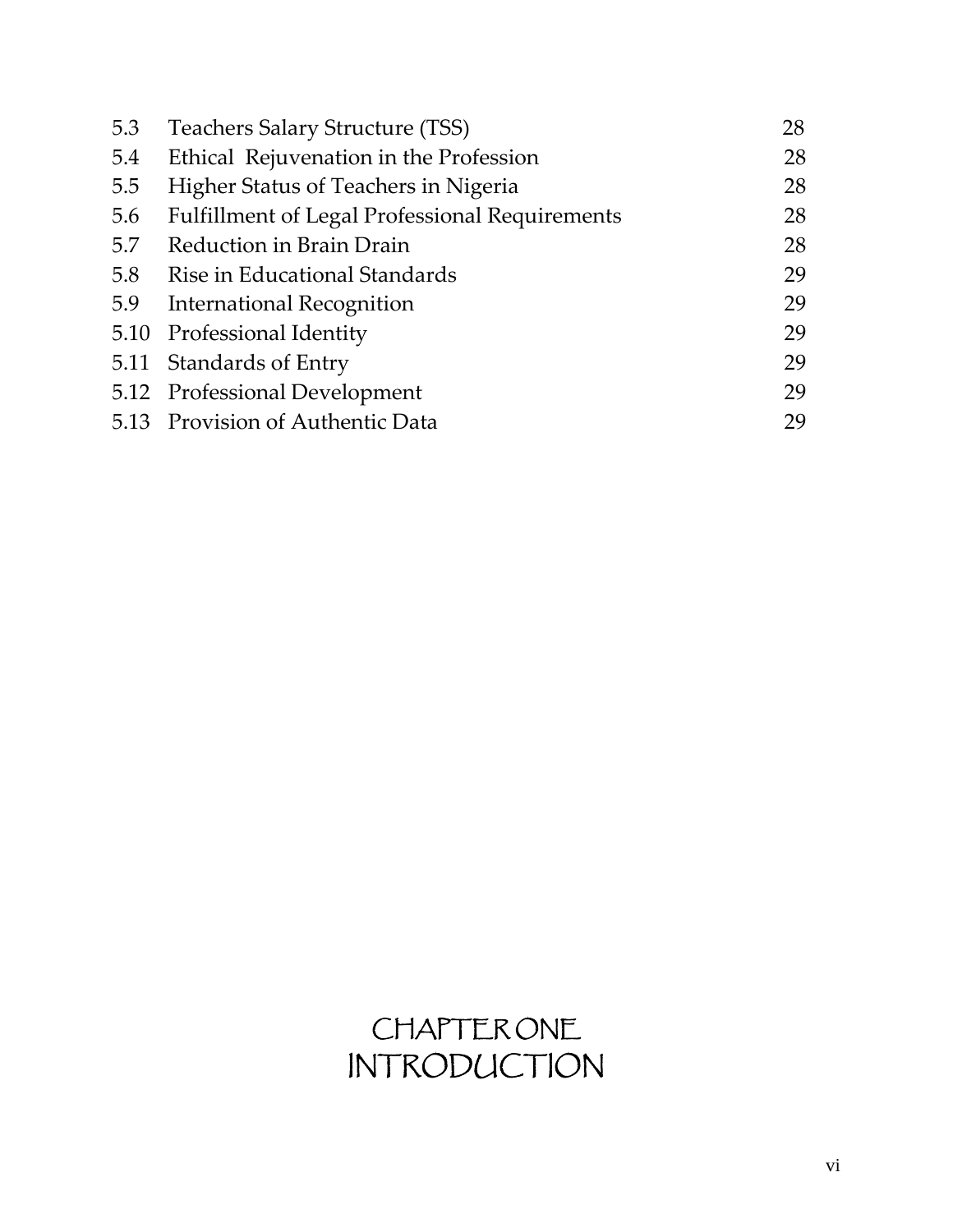| | | |
|---|---|---|
| 5.3 | Teachers Salary Structure (TSS) | 28 |
| 5.4 | Ethical Rejuvenation in the Profession | 28 |
| 5.5 | Higher Status of Teachers in Nigeria | 28 |
| 5.6 | Fulfillment of Legal Professional Requirements | 28 |
| 5.7 | Reduction in Brain Drain | 28 |
| 5.8 | Rise in Educational Standards | 29 |
| 5.9 | International Recognition | 29 |
| 5.10 | Professional Identity | 29 |
| 5.11 | Standards of Entry | 29 |
| 5.12 | Professional Development | 29 |
| 5.13 | Provision of Authentic Data | 29 |

# CHAPTER ONE
# INTRODUCTION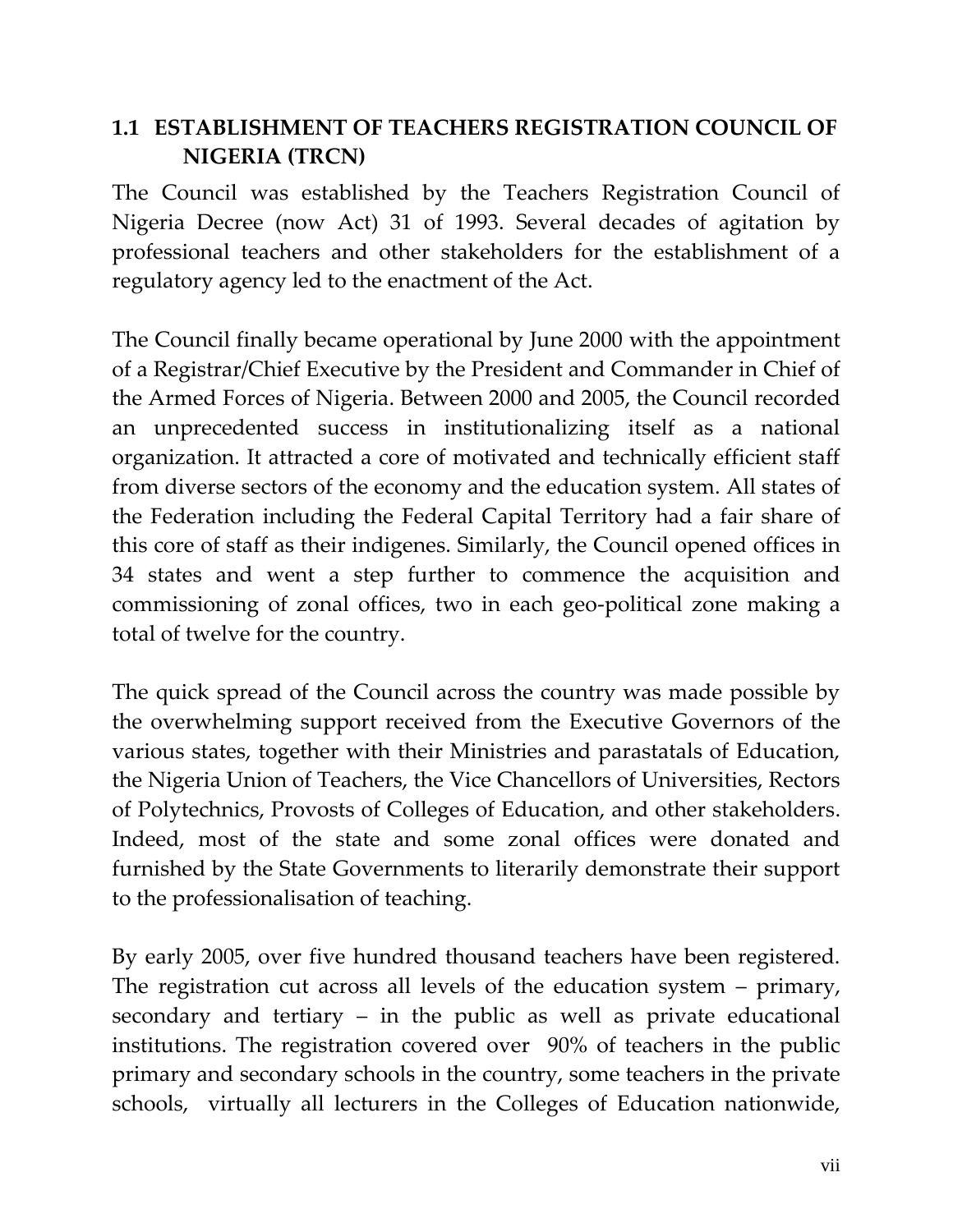## 1.1 ESTABLISHMENT OF TEACHERS REGISTRATION COUNCIL OF NIGERIA (TRCN)

The Council was established by the Teachers Registration Council of Nigeria Decree (now Act) 31 of 1993. Several decades of agitation by professional teachers and other stakeholders for the establishment of a regulatory agency led to the enactment of the Act.

The Council finally became operational by June 2000 with the appointment of a Registrar/Chief Executive by the President and Commander in Chief of the Armed Forces of Nigeria. Between 2000 and 2005, the Council recorded an unprecedented success in institutionalizing itself as a national organization. It attracted a core of motivated and technically efficient staff from diverse sectors of the economy and the education system. All states of the Federation including the Federal Capital Territory had a fair share of this core of staff as their indigenes. Similarly, the Council opened offices in 34 states and went a step further to commence the acquisition and commissioning of zonal offices, two in each geo-political zone making a total of twelve for the country.

The quick spread of the Council across the country was made possible by the overwhelming support received from the Executive Governors of the various states, together with their Ministries and parastatals of Education, the Nigeria Union of Teachers, the Vice Chancellors of Universities, Rectors of Polytechnics, Provosts of Colleges of Education, and other stakeholders. Indeed, most of the state and some zonal offices were donated and furnished by the State Governments to literarily demonstrate their support to the professionalisation of teaching.

By early 2005, over five hundred thousand teachers have been registered. The registration cut across all levels of the education system – primary, secondary and tertiary – in the public as well as private educational institutions. The registration covered over 90% of teachers in the public primary and secondary schools in the country, some teachers in the private schools, virtually all lecturers in the Colleges of Education nationwide,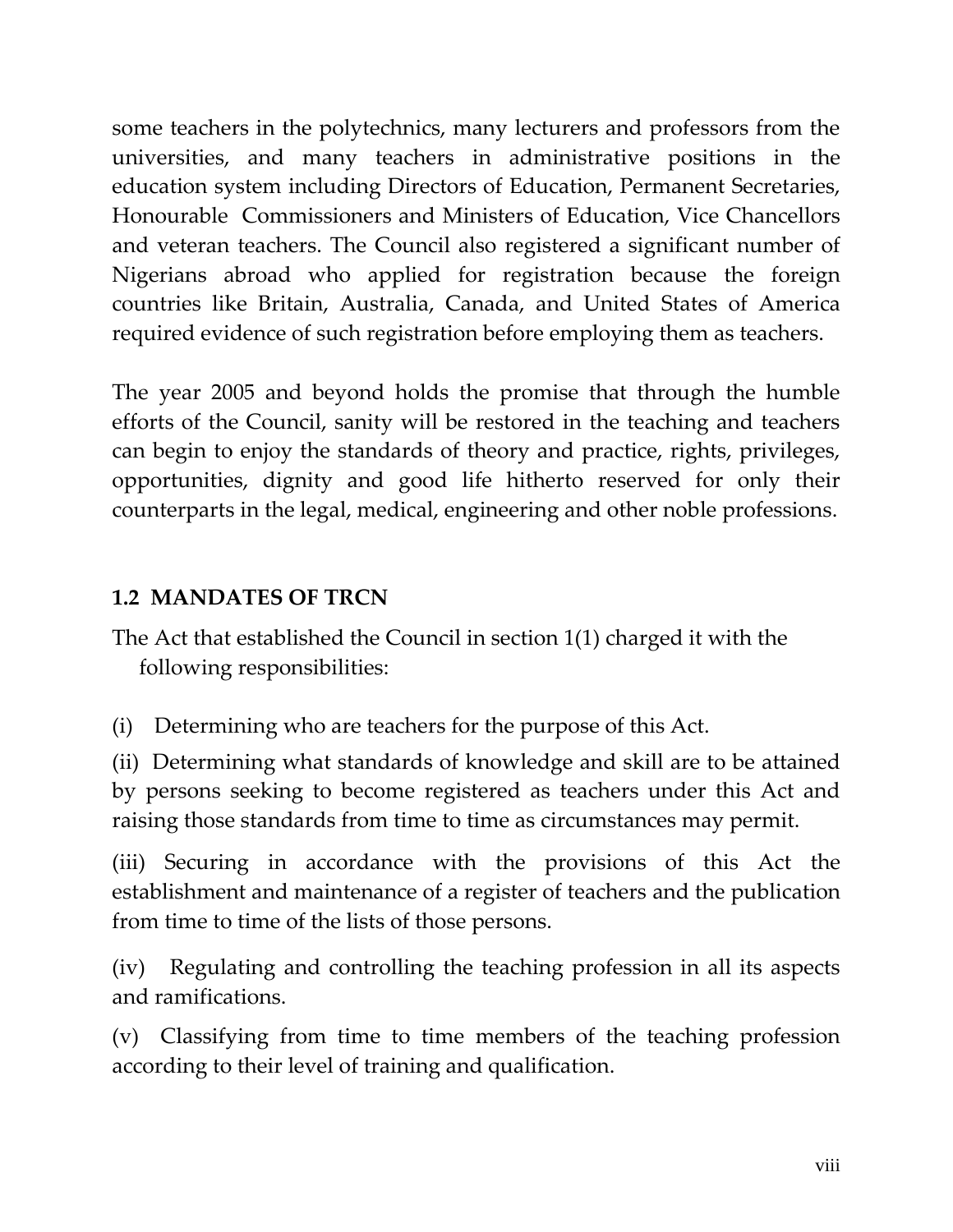some teachers in the polytechnics, many lecturers and professors from the universities, and many teachers in administrative positions in the education system including Directors of Education, Permanent Secretaries, Honourable Commissioners and Ministers of Education, Vice Chancellors and veteran teachers. The Council also registered a significant number of Nigerians abroad who applied for registration because the foreign countries like Britain, Australia, Canada, and United States of America required evidence of such registration before employing them as teachers.

The year 2005 and beyond holds the promise that through the humble efforts of the Council, sanity will be restored in the teaching and teachers can begin to enjoy the standards of theory and practice, rights, privileges, opportunities, dignity and good life hitherto reserved for only their counterparts in the legal, medical, engineering and other noble professions.

## 1.2 MANDATES OF TRCN

The Act that established the Council in section 1(1) charged it with the following responsibilities:

(i) Determining who are teachers for the purpose of this Act.

(ii) Determining what standards of knowledge and skill are to be attained by persons seeking to become registered as teachers under this Act and raising those standards from time to time as circumstances may permit.

(iii) Securing in accordance with the provisions of this Act the establishment and maintenance of a register of teachers and the publication from time to time of the lists of those persons.

(iv) Regulating and controlling the teaching profession in all its aspects and ramifications.

(v) Classifying from time to time members of the teaching profession according to their level of training and qualification.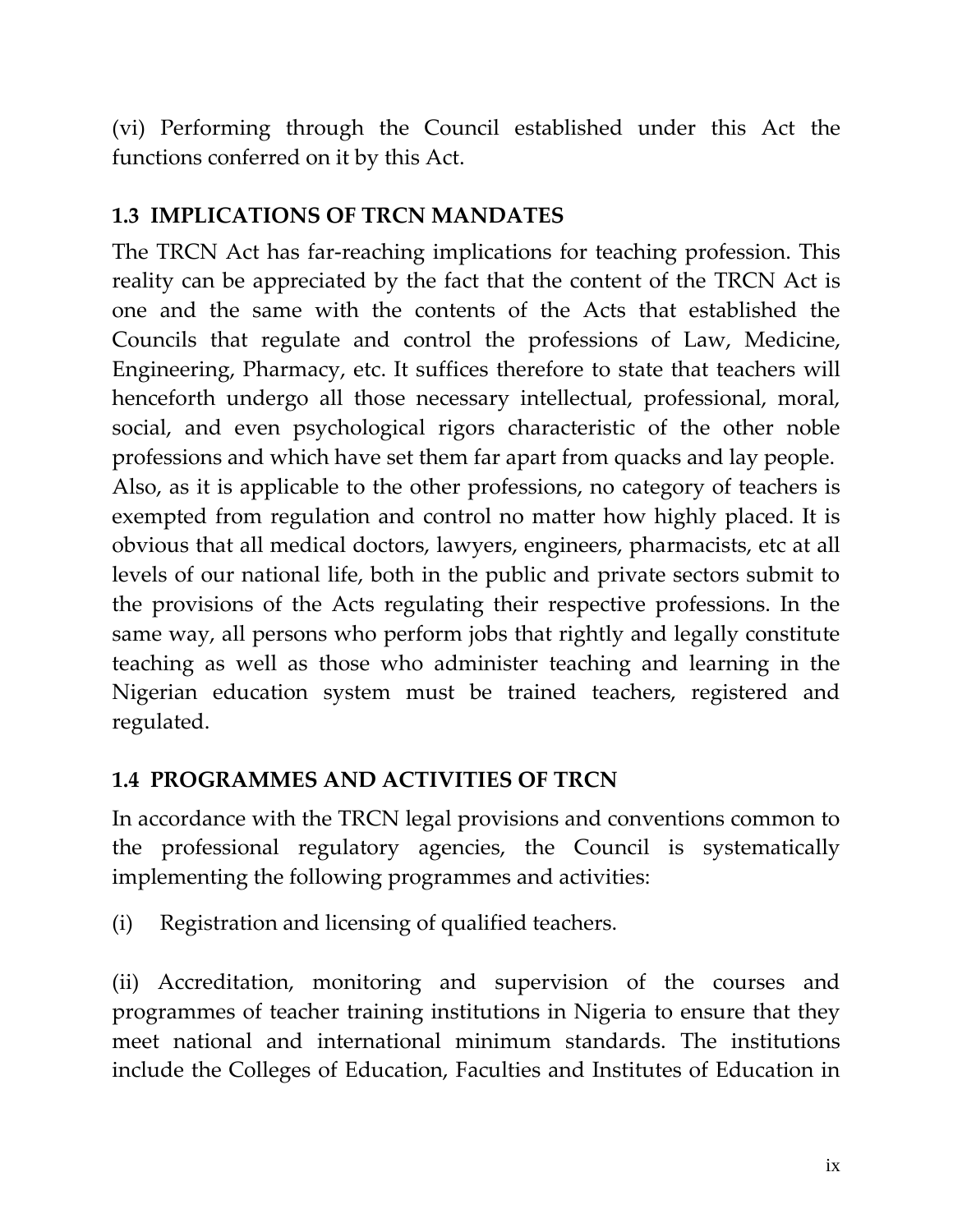(vi) Performing through the Council established under this Act the functions conferred on it by this Act.

## 1.3 IMPLICATIONS OF TRCN MANDATES

The TRCN Act has far-reaching implications for teaching profession. This reality can be appreciated by the fact that the content of the TRCN Act is one and the same with the contents of the Acts that established the Councils that regulate and control the professions of Law, Medicine, Engineering, Pharmacy, etc. It suffices therefore to state that teachers will henceforth undergo all those necessary intellectual, professional, moral, social, and even psychological rigors characteristic of the other noble professions and which have set them far apart from quacks and lay people. Also, as it is applicable to the other professions, no category of teachers is exempted from regulation and control no matter how highly placed. It is obvious that all medical doctors, lawyers, engineers, pharmacists, etc at all levels of our national life, both in the public and private sectors submit to the provisions of the Acts regulating their respective professions. In the same way, all persons who perform jobs that rightly and legally constitute teaching as well as those who administer teaching and learning in the Nigerian education system must be trained teachers, registered and regulated.

## 1.4 PROGRAMMES AND ACTIVITIES OF TRCN

In accordance with the TRCN legal provisions and conventions common to the professional regulatory agencies, the Council is systematically implementing the following programmes and activities:

(i) Registration and licensing of qualified teachers.

(ii) Accreditation, monitoring and supervision of the courses and programmes of teacher training institutions in Nigeria to ensure that they meet national and international minimum standards. The institutions include the Colleges of Education, Faculties and Institutes of Education in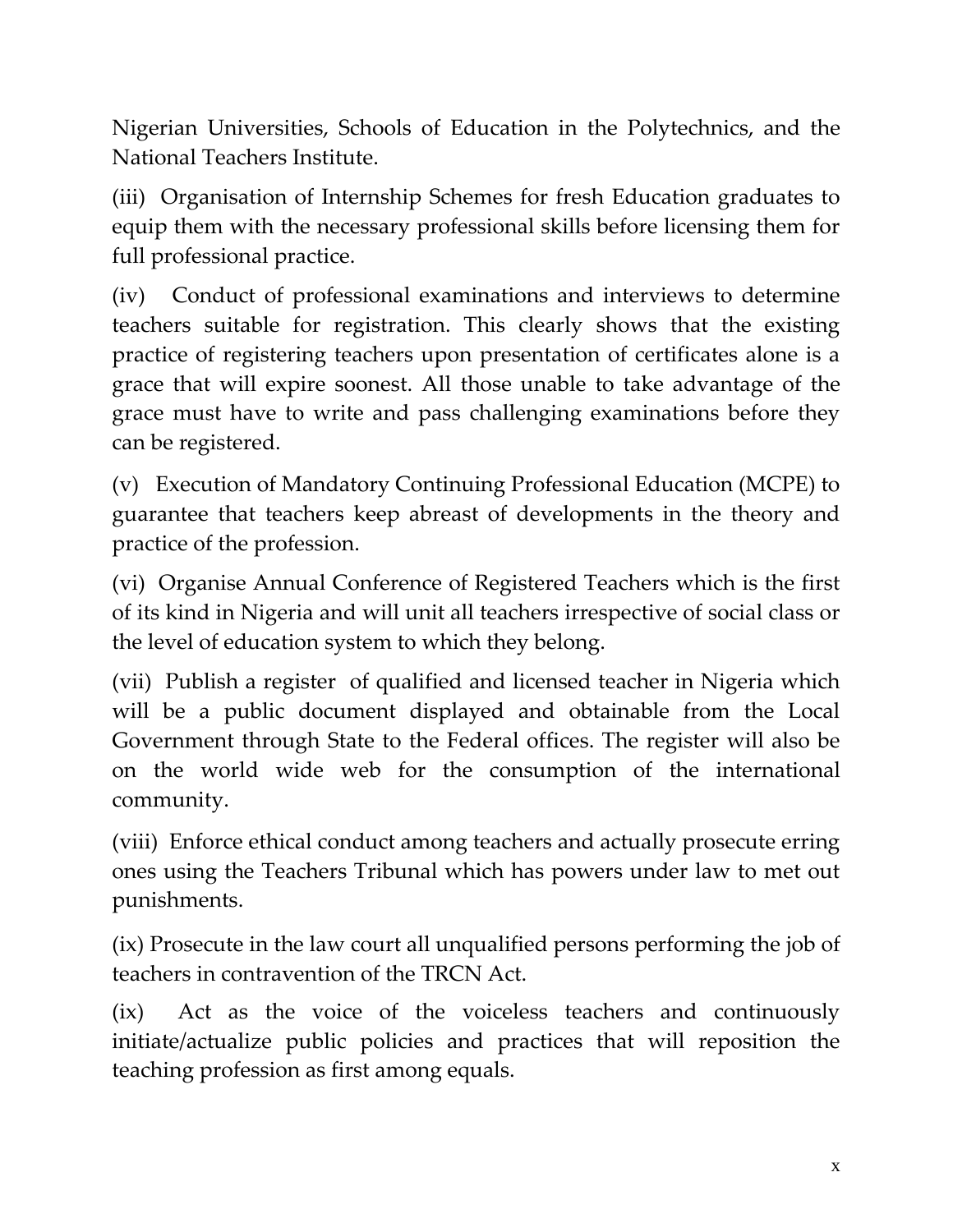Nigerian Universities, Schools of Education in the Polytechnics, and the National Teachers Institute.

(iii) Organisation of Internship Schemes for fresh Education graduates to equip them with the necessary professional skills before licensing them for full professional practice.

(iv) Conduct of professional examinations and interviews to determine teachers suitable for registration. This clearly shows that the existing practice of registering teachers upon presentation of certificates alone is a grace that will expire soonest. All those unable to take advantage of the grace must have to write and pass challenging examinations before they can be registered.

(v) Execution of Mandatory Continuing Professional Education (MCPE) to guarantee that teachers keep abreast of developments in the theory and practice of the profession.

(vi) Organise Annual Conference of Registered Teachers which is the first of its kind in Nigeria and will unit all teachers irrespective of social class or the level of education system to which they belong.

(vii) Publish a register of qualified and licensed teacher in Nigeria which will be a public document displayed and obtainable from the Local Government through State to the Federal offices. The register will also be on the world wide web for the consumption of the international community.

(viii) Enforce ethical conduct among teachers and actually prosecute erring ones using the Teachers Tribunal which has powers under law to met out punishments.

(ix) Prosecute in the law court all unqualified persons performing the job of teachers in contravention of the TRCN Act.

(ix) Act as the voice of the voiceless teachers and continuously initiate/actualize public policies and practices that will reposition the teaching profession as first among equals.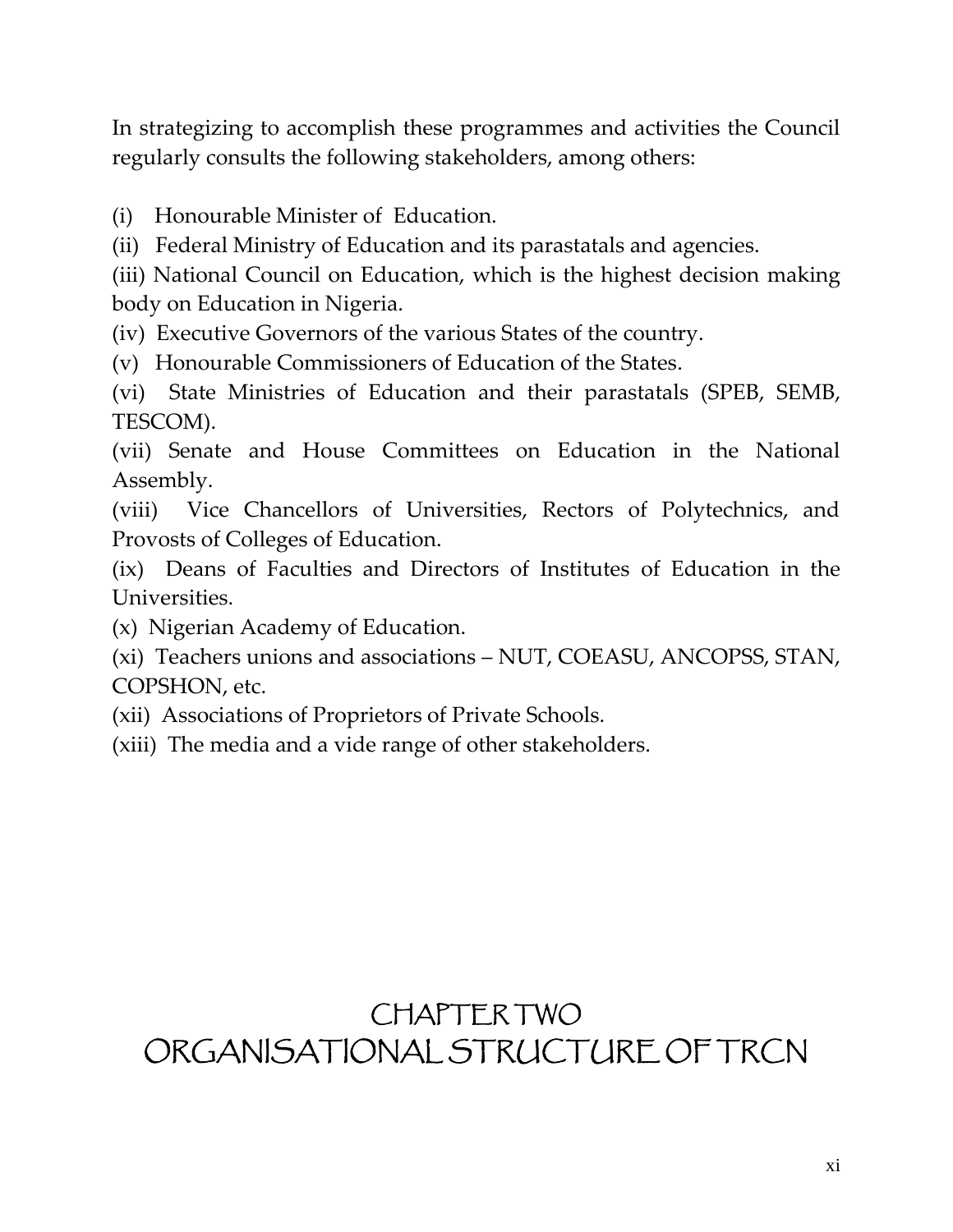In strategizing to accomplish these programmes and activities the Council regularly consults the following stakeholders, among others:

(i) Honourable Minister of Education.

(ii) Federal Ministry of Education and its parastatals and agencies.

(iii) National Council on Education, which is the highest decision making body on Education in Nigeria.

(iv) Executive Governors of the various States of the country.

(v) Honourable Commissioners of Education of the States.

(vi) State Ministries of Education and their parastatals (SPEB, SEMB, TESCOM).

(vii) Senate and House Committees on Education in the National Assembly.

(viii) Vice Chancellors of Universities, Rectors of Polytechnics, and Provosts of Colleges of Education.

(ix) Deans of Faculties and Directors of Institutes of Education in the Universities.

(x) Nigerian Academy of Education.

(xi) Teachers unions and associations – NUT, COEASU, ANCOPSS, STAN, COPSHON, etc.

(xii) Associations of Proprietors of Private Schools.

(xiii) The media and a vide range of other stakeholders.

# CHAPTER TWO
# ORGANISATIONAL STRUCTURE OF TRCN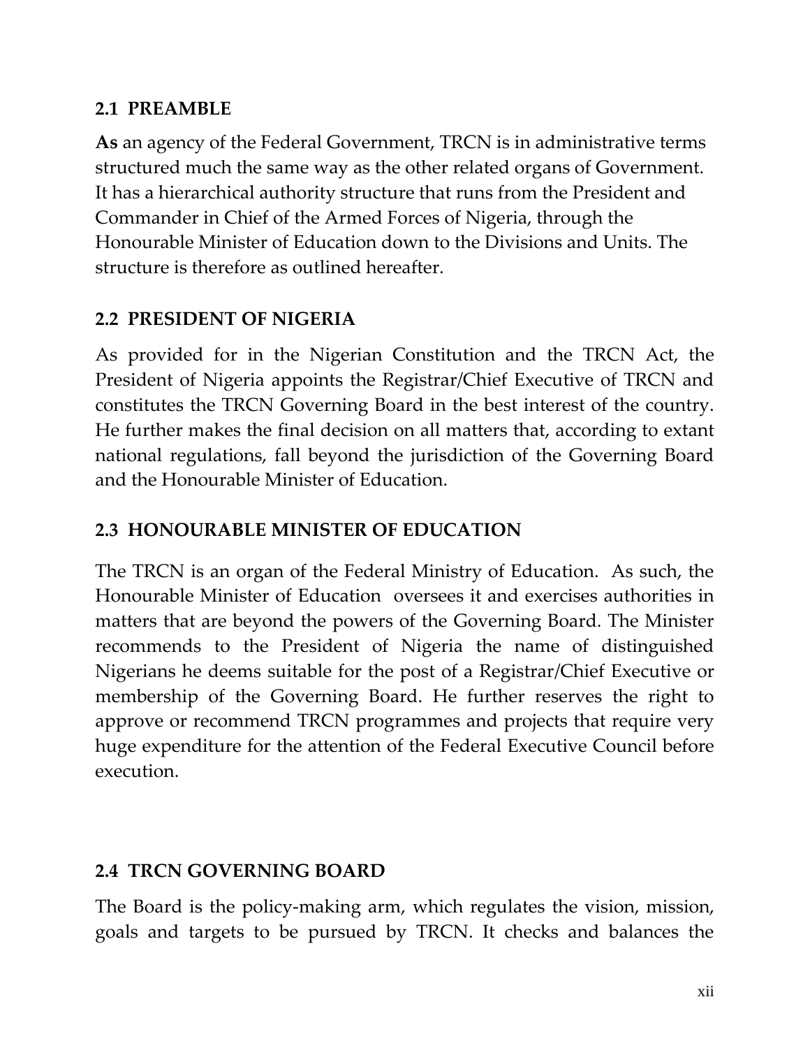## 2.1 PREAMBLE

**As** an agency of the Federal Government, TRCN is in administrative terms structured much the same way as the other related organs of Government. It has a hierarchical authority structure that runs from the President and Commander in Chief of the Armed Forces of Nigeria, through the Honourable Minister of Education down to the Divisions and Units. The structure is therefore as outlined hereafter.

## 2.2 PRESIDENT OF NIGERIA

As provided for in the Nigerian Constitution and the TRCN Act, the President of Nigeria appoints the Registrar/Chief Executive of TRCN and constitutes the TRCN Governing Board in the best interest of the country. He further makes the final decision on all matters that, according to extant national regulations, fall beyond the jurisdiction of the Governing Board and the Honourable Minister of Education.

## 2.3 HONOURABLE MINISTER OF EDUCATION

The TRCN is an organ of the Federal Ministry of Education. As such, the Honourable Minister of Education oversees it and exercises authorities in matters that are beyond the powers of the Governing Board. The Minister recommends to the President of Nigeria the name of distinguished Nigerians he deems suitable for the post of a Registrar/Chief Executive or membership of the Governing Board. He further reserves the right to approve or recommend TRCN programmes and projects that require very huge expenditure for the attention of the Federal Executive Council before execution.

## 2.4 TRCN GOVERNING BOARD

The Board is the policy-making arm, which regulates the vision, mission, goals and targets to be pursued by TRCN. It checks and balances the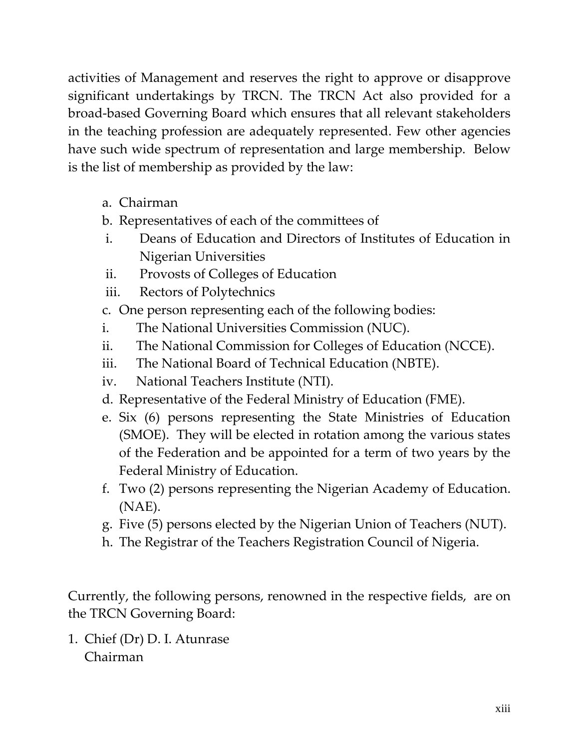activities of Management and reserves the right to approve or disapprove significant undertakings by TRCN. The TRCN Act also provided for a broad-based Governing Board which ensures that all relevant stakeholders in the teaching profession are adequately represented. Few other agencies have such wide spectrum of representation and large membership. Below is the list of membership as provided by the law:

a. Chairman
b. Representatives of each of the committees of
   i. Deans of Education and Directors of Institutes of Education in Nigerian Universities
   ii. Provosts of Colleges of Education
   iii. Rectors of Polytechnics
c. One person representing each of the following bodies:
   i. The National Universities Commission (NUC).
   ii. The National Commission for Colleges of Education (NCCE).
   iii. The National Board of Technical Education (NBTE).
   iv. National Teachers Institute (NTI).
d. Representative of the Federal Ministry of Education (FME).
e. Six (6) persons representing the State Ministries of Education (SMOE). They will be elected in rotation among the various states of the Federation and be appointed for a term of two years by the Federal Ministry of Education.
f. Two (2) persons representing the Nigerian Academy of Education. (NAE).
g. Five (5) persons elected by the Nigerian Union of Teachers (NUT).
h. The Registrar of the Teachers Registration Council of Nigeria.

Currently, the following persons, renowned in the respective fields, are on the TRCN Governing Board:

1. Chief (Dr) D. I. Atunrase
   Chairman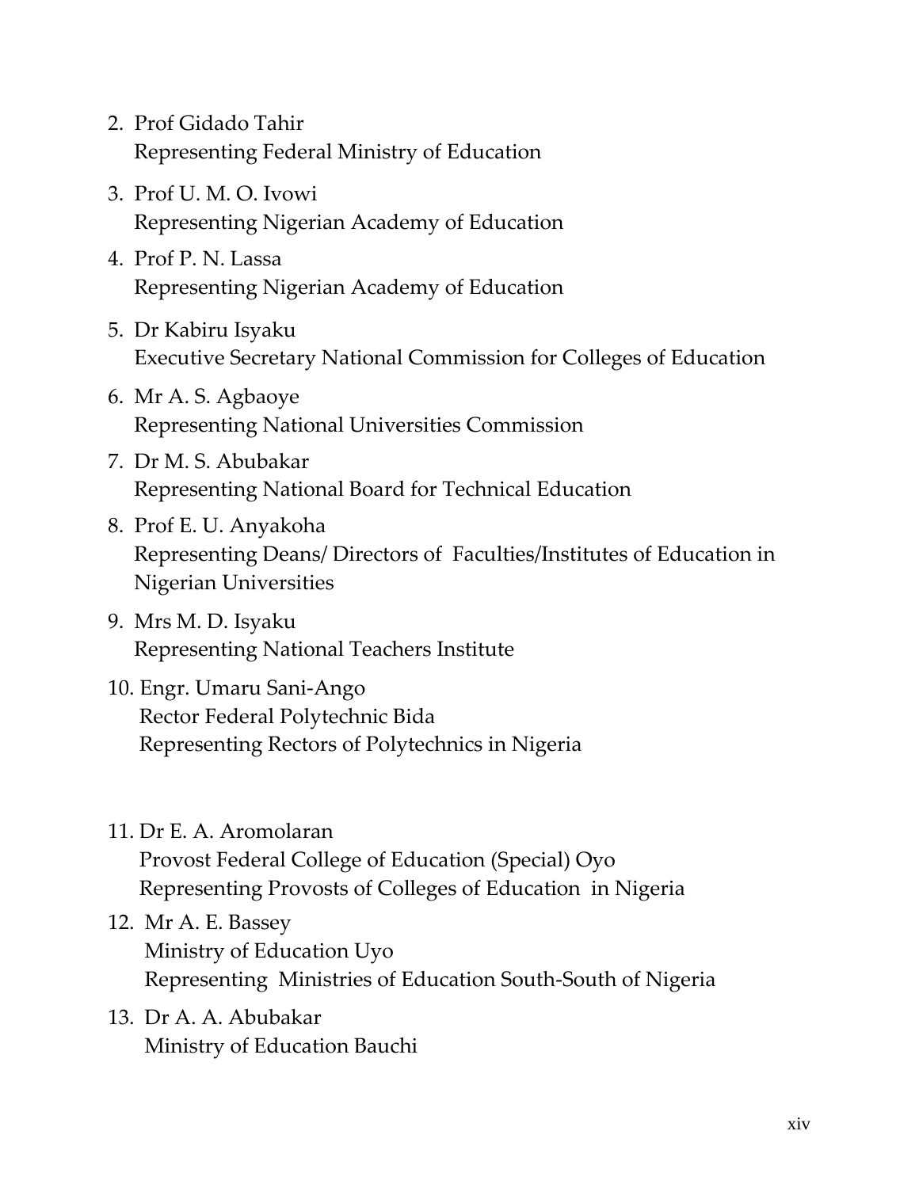2. Prof Gidado Tahir
   Representing Federal Ministry of Education

3. Prof U. M. O. Ivowi
   Representing Nigerian Academy of Education

4. Prof P. N. Lassa
   Representing Nigerian Academy of Education

5. Dr Kabiru Isyaku
   Executive Secretary National Commission for Colleges of Education

6. Mr A. S. Agbaoye
   Representing National Universities Commission

7. Dr M. S. Abubakar
   Representing National Board for Technical Education

8. Prof E. U. Anyakoha
   Representing Deans/ Directors of Faculties/Institutes of Education in Nigerian Universities

9. Mrs M. D. Isyaku
   Representing National Teachers Institute

10. Engr. Umaru Sani-Ango
    Rector Federal Polytechnic Bida
    Representing Rectors of Polytechnics in Nigeria

11. Dr E. A. Aromolaran
    Provost Federal College of Education (Special) Oyo
    Representing Provosts of Colleges of Education in Nigeria

12. Mr A. E. Bassey
    Ministry of Education Uyo
    Representing Ministries of Education South-South of Nigeria

13. Dr A. A. Abubakar
    Ministry of Education Bauchi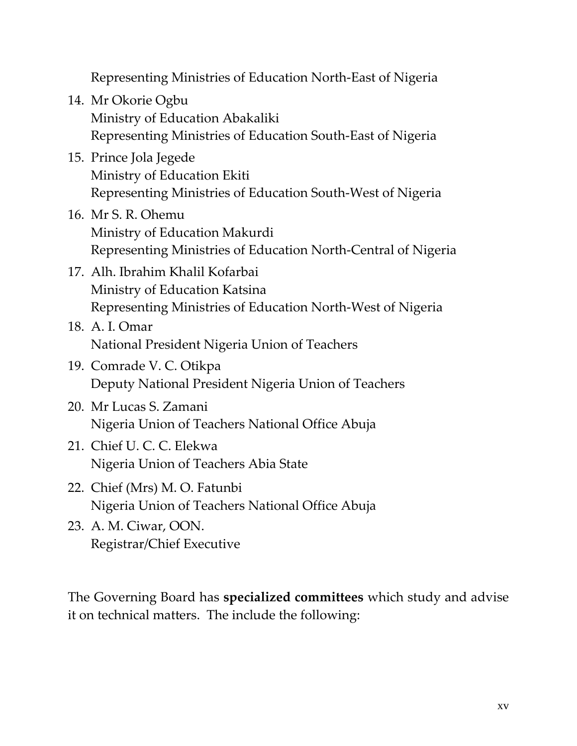Representing Ministries of Education North-East of Nigeria

14. Mr Okorie Ogbu  
    Ministry of Education Abakaliki  
    Representing Ministries of Education South-East of Nigeria
15. Prince Jola Jegede  
    Ministry of Education Ekiti  
    Representing Ministries of Education South-West of Nigeria
16. Mr S. R. Ohemu  
    Ministry of Education Makurdi  
    Representing Ministries of Education North-Central of Nigeria
17. Alh. Ibrahim Khalil Kofarbai  
    Ministry of Education Katsina  
    Representing Ministries of Education North-West of Nigeria
18. A. I. Omar  
    National President Nigeria Union of Teachers
19. Comrade V. C. Otikpa  
    Deputy National President Nigeria Union of Teachers
20. Mr Lucas S. Zamani  
    Nigeria Union of Teachers National Office Abuja
21. Chief U. C. C. Elekwa  
    Nigeria Union of Teachers Abia State
22. Chief (Mrs) M. O. Fatunbi  
    Nigeria Union of Teachers National Office Abuja
23. A. M. Ciwar, OON.  
    Registrar/Chief Executive

The Governing Board has **specialized committees** which study and advise it on technical matters. The include the following: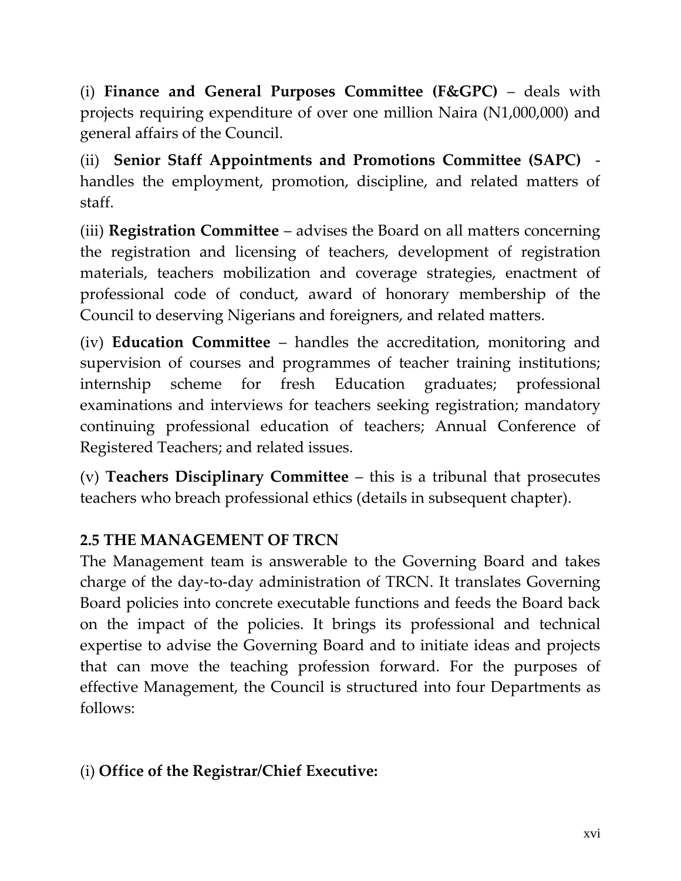(i) **Finance and General Purposes Committee (F&GPC)** – deals with projects requiring expenditure of over one million Naira (N1,000,000) and general affairs of the Council.

(ii) **Senior Staff Appointments and Promotions Committee (SAPC)** - handles the employment, promotion, discipline, and related matters of staff.

(iii) **Registration Committee** – advises the Board on all matters concerning the registration and licensing of teachers, development of registration materials, teachers mobilization and coverage strategies, enactment of professional code of conduct, award of honorary membership of the Council to deserving Nigerians and foreigners, and related matters.

(iv) **Education Committee** – handles the accreditation, monitoring and supervision of courses and programmes of teacher training institutions; internship scheme for fresh Education graduates; professional examinations and interviews for teachers seeking registration; mandatory continuing professional education of teachers; Annual Conference of Registered Teachers; and related issues.

(v) **Teachers Disciplinary Committee** – this is a tribunal that prosecutes teachers who breach professional ethics (details in subsequent chapter).

### 2.5 THE MANAGEMENT OF TRCN

The Management team is answerable to the Governing Board and takes charge of the day-to-day administration of TRCN. It translates Governing Board policies into concrete executable functions and feeds the Board back on the impact of the policies. It brings its professional and technical expertise to advise the Governing Board and to initiate ideas and projects that can move the teaching profession forward. For the purposes of effective Management, the Council is structured into four Departments as follows:

(i) **Office of the Registrar/Chief Executive:**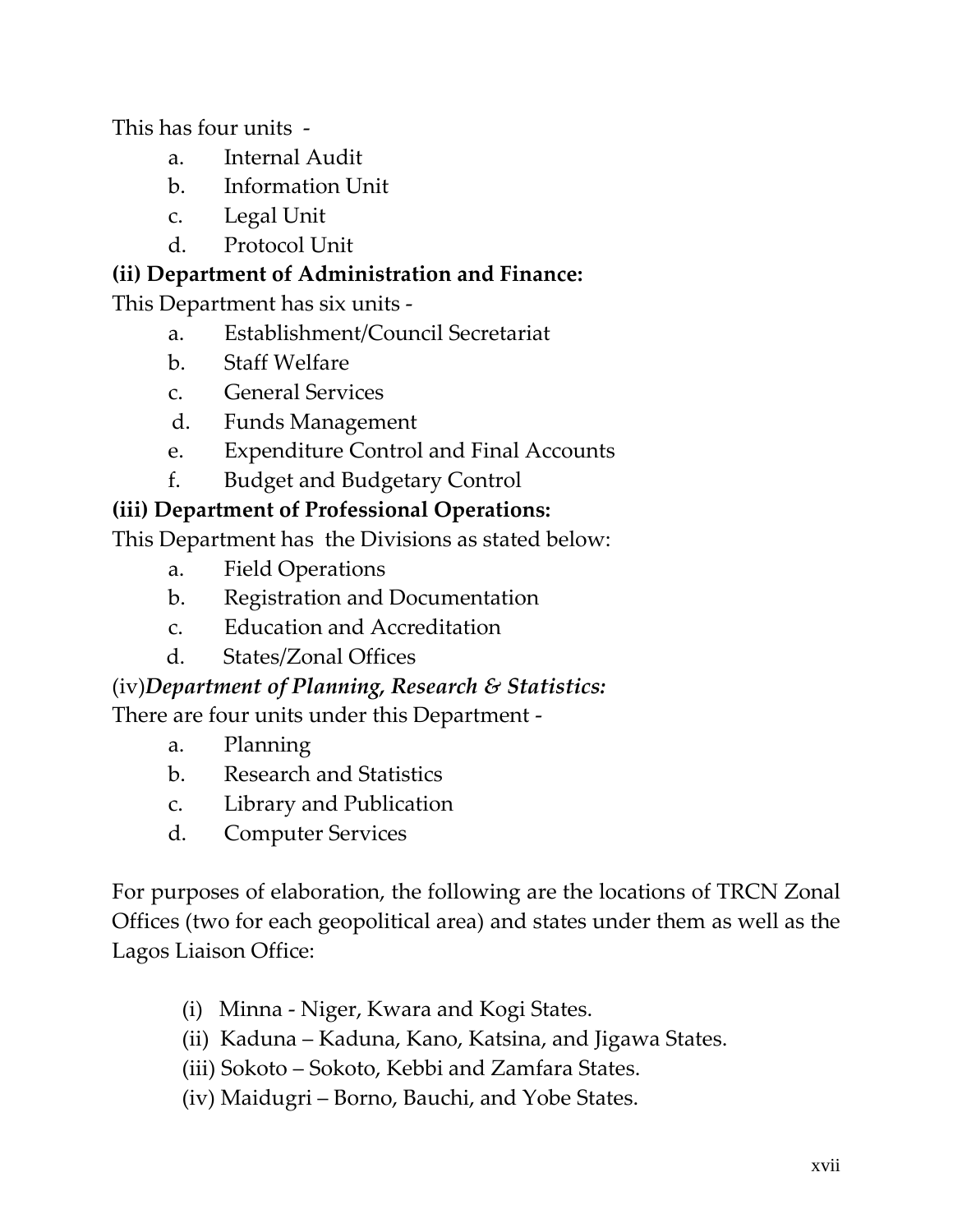This has four units -

- a. Internal Audit
- b. Information Unit
- c. Legal Unit
- d. Protocol Unit

**(ii) Department of Administration and Finance:**

This Department has six units -

- a. Establishment/Council Secretariat
- b. Staff Welfare
- c. General Services
- d. Funds Management
- e. Expenditure Control and Final Accounts
- f. Budget and Budgetary Control

**(iii) Department of Professional Operations:**

This Department has the Divisions as stated below:

- a. Field Operations
- b. Registration and Documentation
- c. Education and Accreditation
- d. States/Zonal Offices

(iv)***Department of Planning, Research & Statistics:***

There are four units under this Department -

- a. Planning
- b. Research and Statistics
- c. Library and Publication
- d. Computer Services

For purposes of elaboration, the following are the locations of TRCN Zonal Offices (two for each geopolitical area) and states under them as well as the Lagos Liaison Office:

- (i) Minna - Niger, Kwara and Kogi States.
- (ii) Kaduna – Kaduna, Kano, Katsina, and Jigawa States.
- (iii) Sokoto – Sokoto, Kebbi and Zamfara States.
- (iv) Maidugri – Borno, Bauchi, and Yobe States.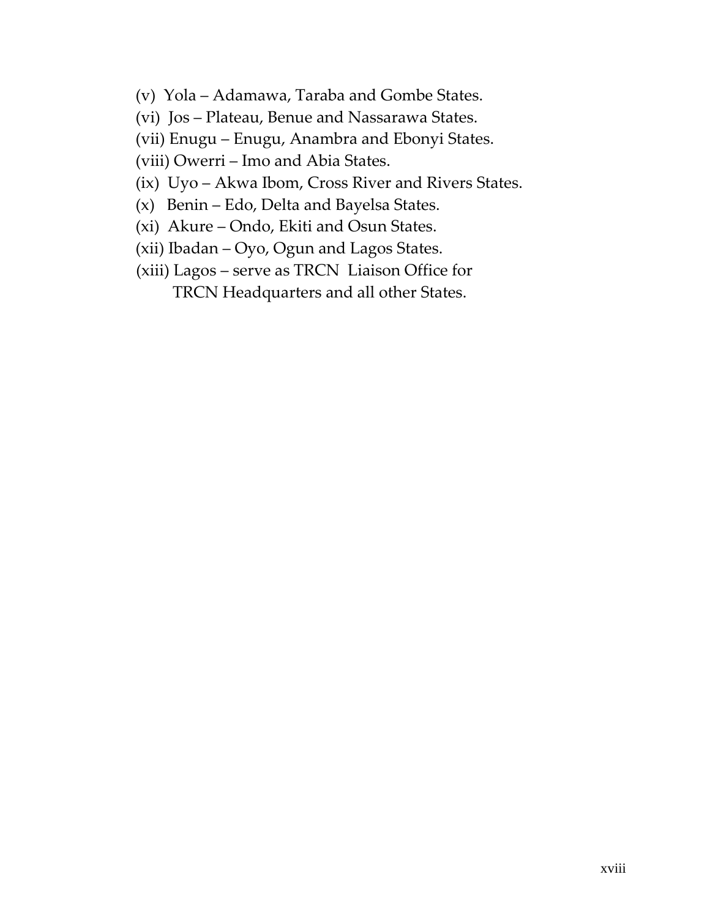(v) Yola – Adamawa, Taraba and Gombe States.

(vi) Jos – Plateau, Benue and Nassarawa States.

(vii) Enugu – Enugu, Anambra and Ebonyi States.

(viii) Owerri – Imo and Abia States.

(ix) Uyo – Akwa Ibom, Cross River and Rivers States.

(x) Benin – Edo, Delta and Bayelsa States.

(xi) Akure – Ondo, Ekiti and Osun States.

(xii) Ibadan – Oyo, Ogun and Lagos States.

(xiii) Lagos – serve as TRCN Liaison Office for TRCN Headquarters and all other States.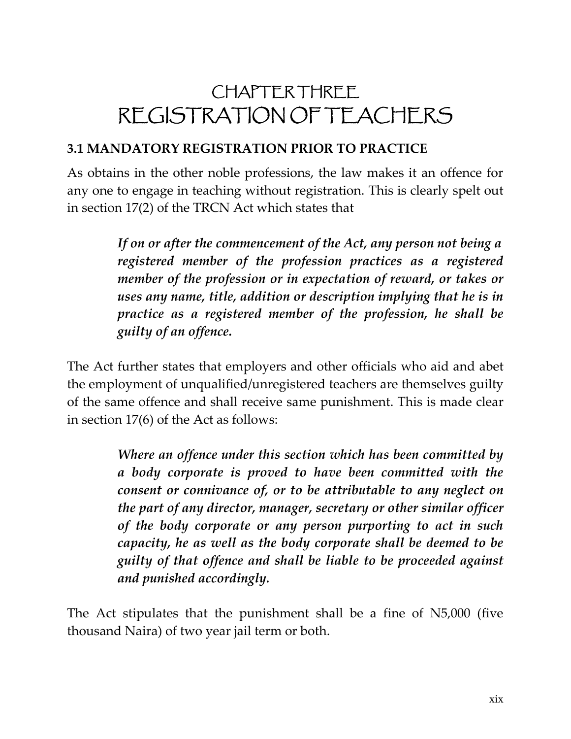# CHAPTER THREE
# REGISTRATION OF TEACHERS

## 3.1 MANDATORY REGISTRATION PRIOR TO PRACTICE

As obtains in the other noble professions, the law makes it an offence for any one to engage in teaching without registration. This is clearly spelt out in section 17(2) of the TRCN Act which states that

> ***If on or after the commencement of the Act, any person not being a registered member of the profession practices as a registered member of the profession or in expectation of reward, or takes or uses any name, title, addition or description implying that he is in practice as a registered member of the profession, he shall be guilty of an offence.***

The Act further states that employers and other officials who aid and abet the employment of unqualified/unregistered teachers are themselves guilty of the same offence and shall receive same punishment. This is made clear in section 17(6) of the Act as follows:

> ***Where an offence under this section which has been committed by a body corporate is proved to have been committed with the consent or connivance of, or to be attributable to any neglect on the part of any director, manager, secretary or other similar officer of the body corporate or any person purporting to act in such capacity, he as well as the body corporate shall be deemed to be guilty of that offence and shall be liable to be proceeded against and punished accordingly.***

The Act stipulates that the punishment shall be a fine of N5,000 (five thousand Naira) of two year jail term or both.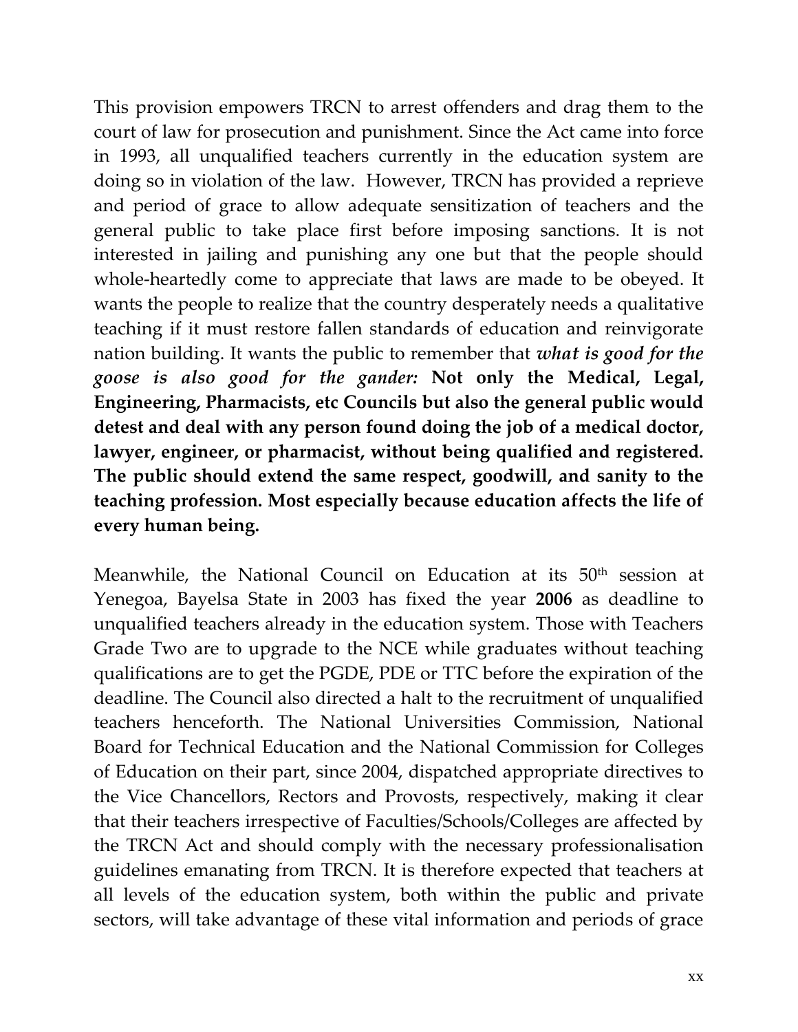This provision empowers TRCN to arrest offenders and drag them to the court of law for prosecution and punishment. Since the Act came into force in 1993, all unqualified teachers currently in the education system are doing so in violation of the law. However, TRCN has provided a reprieve and period of grace to allow adequate sensitization of teachers and the general public to take place first before imposing sanctions. It is not interested in jailing and punishing any one but that the people should whole-heartedly come to appreciate that laws are made to be obeyed. It wants the people to realize that the country desperately needs a qualitative teaching if it must restore fallen standards of education and reinvigorate nation building. It wants the public to remember that ***what is good for the goose is also good for the gander:*** **Not only the Medical, Legal, Engineering, Pharmacists, etc Councils but also the general public would detest and deal with any person found doing the job of a medical doctor, lawyer, engineer, or pharmacist, without being qualified and registered. The public should extend the same respect, goodwill, and sanity to the teaching profession. Most especially because education affects the life of every human being.**

Meanwhile, the National Council on Education at its 50th session at Yenegoa, Bayelsa State in 2003 has fixed the year **2006** as deadline to unqualified teachers already in the education system. Those with Teachers Grade Two are to upgrade to the NCE while graduates without teaching qualifications are to get the PGDE, PDE or TTC before the expiration of the deadline. The Council also directed a halt to the recruitment of unqualified teachers henceforth. The National Universities Commission, National Board for Technical Education and the National Commission for Colleges of Education on their part, since 2004, dispatched appropriate directives to the Vice Chancellors, Rectors and Provosts, respectively, making it clear that their teachers irrespective of Faculties/Schools/Colleges are affected by the TRCN Act and should comply with the necessary professionalisation guidelines emanating from TRCN. It is therefore expected that teachers at all levels of the education system, both within the public and private sectors, will take advantage of these vital information and periods of grace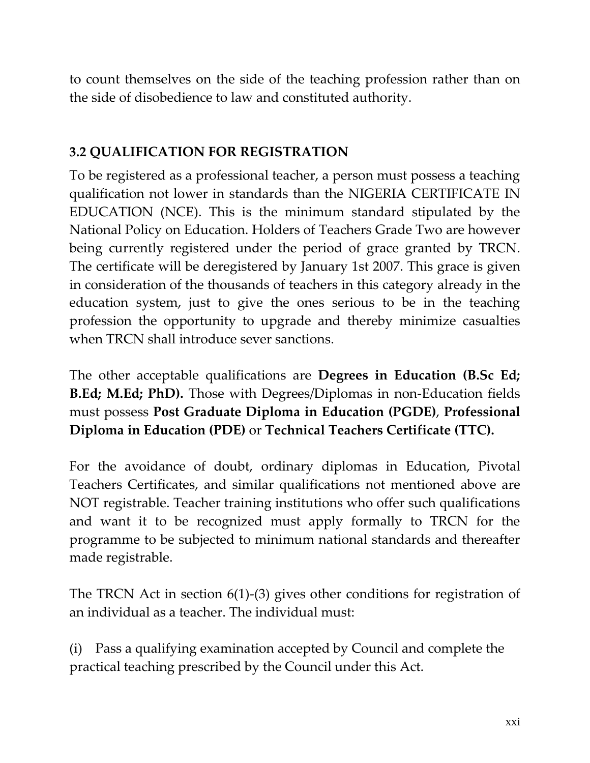to count themselves on the side of the teaching profession rather than on the side of disobedience to law and constituted authority.

### 3.2 QUALIFICATION FOR REGISTRATION

To be registered as a professional teacher, a person must possess a teaching qualification not lower in standards than the NIGERIA CERTIFICATE IN EDUCATION (NCE). This is the minimum standard stipulated by the National Policy on Education. Holders of Teachers Grade Two are however being currently registered under the period of grace granted by TRCN. The certificate will be deregistered by January 1st 2007. This grace is given in consideration of the thousands of teachers in this category already in the education system, just to give the ones serious to be in the teaching profession the opportunity to upgrade and thereby minimize casualties when TRCN shall introduce sever sanctions.

The other acceptable qualifications are **Degrees in Education (B.Sc Ed; B.Ed; M.Ed; PhD).** Those with Degrees/Diplomas in non-Education fields must possess **Post Graduate Diploma in Education (PGDE)**, **Professional Diploma in Education (PDE)** or **Technical Teachers Certificate (TTC).**

For the avoidance of doubt, ordinary diplomas in Education, Pivotal Teachers Certificates, and similar qualifications not mentioned above are NOT registrable. Teacher training institutions who offer such qualifications and want it to be recognized must apply formally to TRCN for the programme to be subjected to minimum national standards and thereafter made registrable.

The TRCN Act in section 6(1)-(3) gives other conditions for registration of an individual as a teacher. The individual must:

(i) Pass a qualifying examination accepted by Council and complete the practical teaching prescribed by the Council under this Act.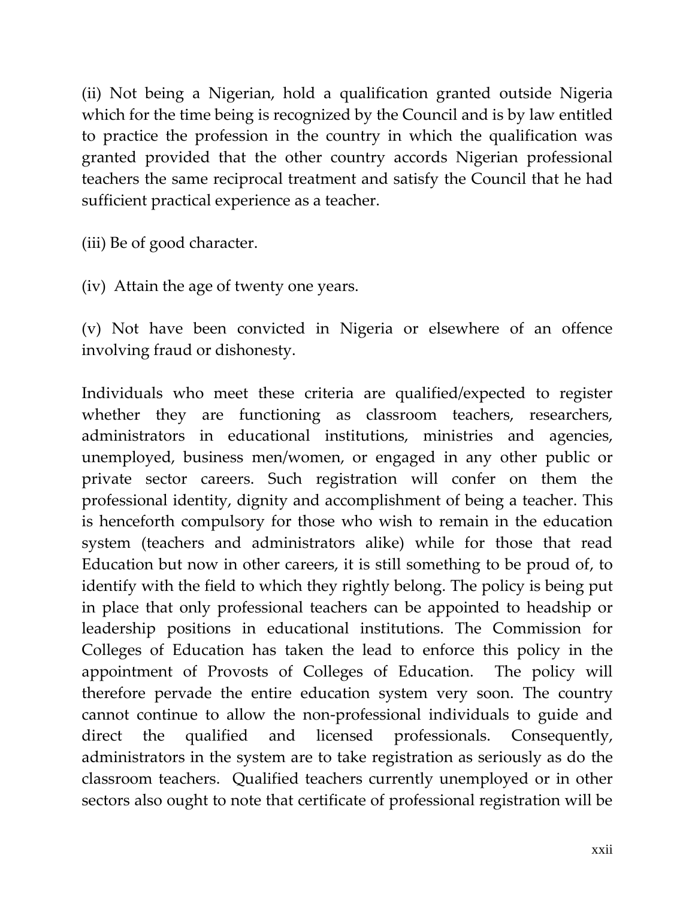(ii) Not being a Nigerian, hold a qualification granted outside Nigeria which for the time being is recognized by the Council and is by law entitled to practice the profession in the country in which the qualification was granted provided that the other country accords Nigerian professional teachers the same reciprocal treatment and satisfy the Council that he had sufficient practical experience as a teacher.

(iii) Be of good character.

(iv) Attain the age of twenty one years.

(v) Not have been convicted in Nigeria or elsewhere of an offence involving fraud or dishonesty.

Individuals who meet these criteria are qualified/expected to register whether they are functioning as classroom teachers, researchers, administrators in educational institutions, ministries and agencies, unemployed, business men/women, or engaged in any other public or private sector careers. Such registration will confer on them the professional identity, dignity and accomplishment of being a teacher. This is henceforth compulsory for those who wish to remain in the education system (teachers and administrators alike) while for those that read Education but now in other careers, it is still something to be proud of, to identify with the field to which they rightly belong. The policy is being put in place that only professional teachers can be appointed to headship or leadership positions in educational institutions. The Commission for Colleges of Education has taken the lead to enforce this policy in the appointment of Provosts of Colleges of Education. The policy will therefore pervade the entire education system very soon. The country cannot continue to allow the non-professional individuals to guide and direct the qualified and licensed professionals. Consequently, administrators in the system are to take registration as seriously as do the classroom teachers. Qualified teachers currently unemployed or in other sectors also ought to note that certificate of professional registration will be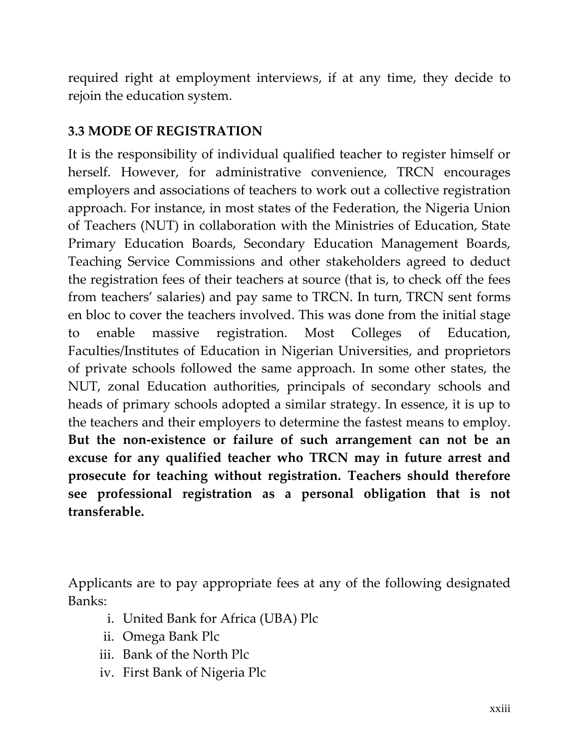required right at employment interviews, if at any time, they decide to rejoin the education system.

### 3.3 MODE OF REGISTRATION

It is the responsibility of individual qualified teacher to register himself or herself. However, for administrative convenience, TRCN encourages employers and associations of teachers to work out a collective registration approach. For instance, in most states of the Federation, the Nigeria Union of Teachers (NUT) in collaboration with the Ministries of Education, State Primary Education Boards, Secondary Education Management Boards, Teaching Service Commissions and other stakeholders agreed to deduct the registration fees of their teachers at source (that is, to check off the fees from teachers' salaries) and pay same to TRCN. In turn, TRCN sent forms en bloc to cover the teachers involved. This was done from the initial stage to enable massive registration. Most Colleges of Education, Faculties/Institutes of Education in Nigerian Universities, and proprietors of private schools followed the same approach. In some other states, the NUT, zonal Education authorities, principals of secondary schools and heads of primary schools adopted a similar strategy. In essence, it is up to the teachers and their employers to determine the fastest means to employ. **But the non-existence or failure of such arrangement can not be an excuse for any qualified teacher who TRCN may in future arrest and prosecute for teaching without registration. Teachers should therefore see professional registration as a personal obligation that is not transferable.**

Applicants are to pay appropriate fees at any of the following designated Banks:

i. United Bank for Africa (UBA) Plc
ii. Omega Bank Plc
iii. Bank of the North Plc
iv. First Bank of Nigeria Plc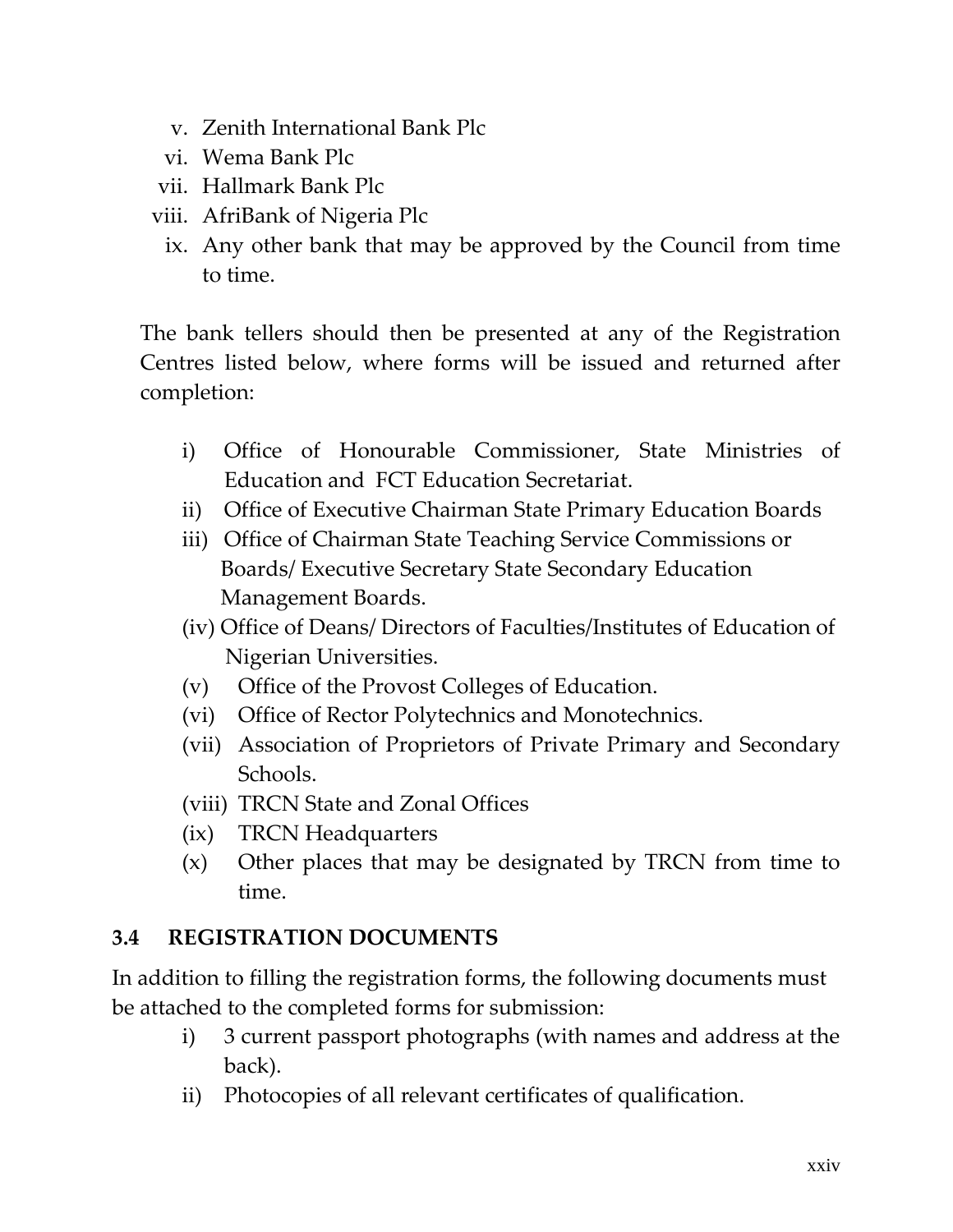v. Zenith International Bank Plc
vi. Wema Bank Plc
vii. Hallmark Bank Plc
viii. AfriBank of Nigeria Plc
ix. Any other bank that may be approved by the Council from time to time.

The bank tellers should then be presented at any of the Registration Centres listed below, where forms will be issued and returned after completion:

i) Office of Honourable Commissioner, State Ministries of Education and FCT Education Secretariat.
ii) Office of Executive Chairman State Primary Education Boards
iii) Office of Chairman State Teaching Service Commissions or Boards/ Executive Secretary State Secondary Education Management Boards.
(iv) Office of Deans/ Directors of Faculties/Institutes of Education of Nigerian Universities.
(v) Office of the Provost Colleges of Education.
(vi) Office of Rector Polytechnics and Monotechnics.
(vii) Association of Proprietors of Private Primary and Secondary Schools.
(viii) TRCN State and Zonal Offices
(ix) TRCN Headquarters
(x) Other places that may be designated by TRCN from time to time.

## 3.4 REGISTRATION DOCUMENTS

In addition to filling the registration forms, the following documents must be attached to the completed forms for submission:

i) 3 current passport photographs (with names and address at the back).
ii) Photocopies of all relevant certificates of qualification.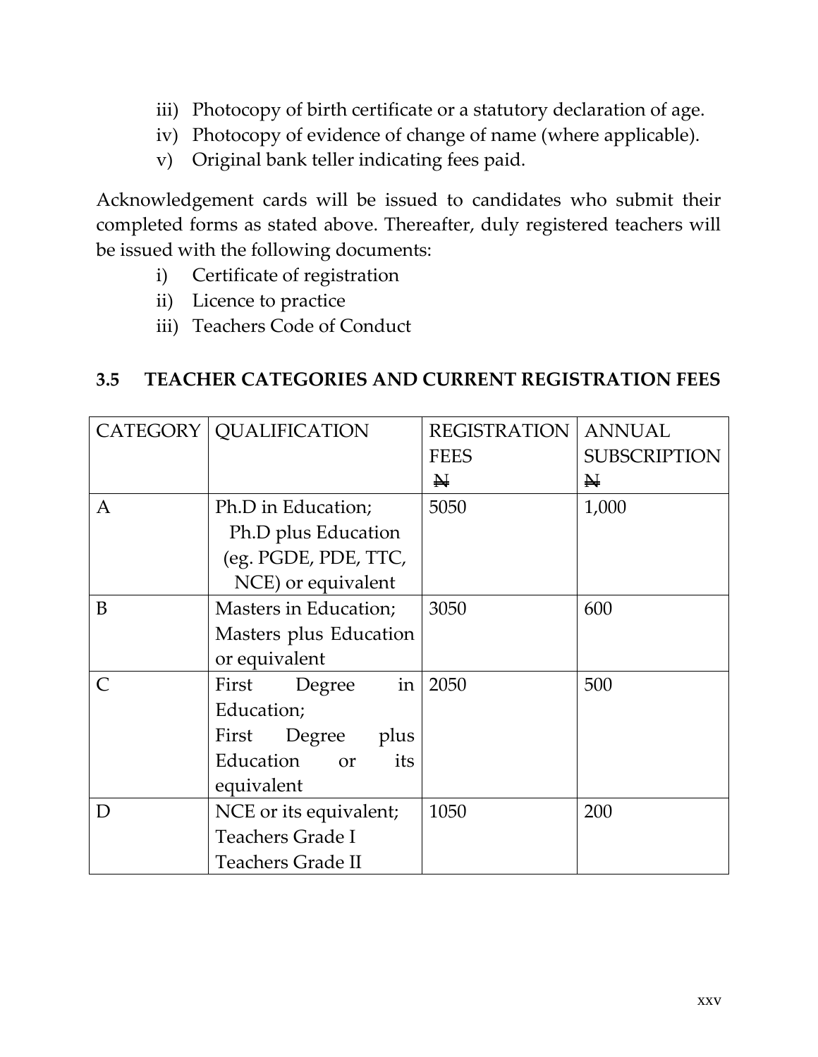iii) Photocopy of birth certificate or a statutory declaration of age.
iv) Photocopy of evidence of change of name (where applicable).
v) Original bank teller indicating fees paid.

Acknowledgement cards will be issued to candidates who submit their completed forms as stated above. Thereafter, duly registered teachers will be issued with the following documents:

i) Certificate of registration
ii) Licence to practice
iii) Teachers Code of Conduct

### 3.5 TEACHER CATEGORIES AND CURRENT REGISTRATION FEES

| CATEGORY | QUALIFICATION | REGISTRATION FEES ₦ | ANNUAL SUBSCRIPTION ₦ |
|---|---|---|---|
| A | Ph.D in Education; Ph.D plus Education (eg. PGDE, PDE, TTC, NCE) or equivalent | 5050 | 1,000 |
| B | Masters in Education; Masters plus Education or equivalent | 3050 | 600 |
| C | First Degree in Education; First Degree plus Education or its equivalent | 2050 | 500 |
| D | NCE or its equivalent; Teachers Grade I Teachers Grade II | 1050 | 200 |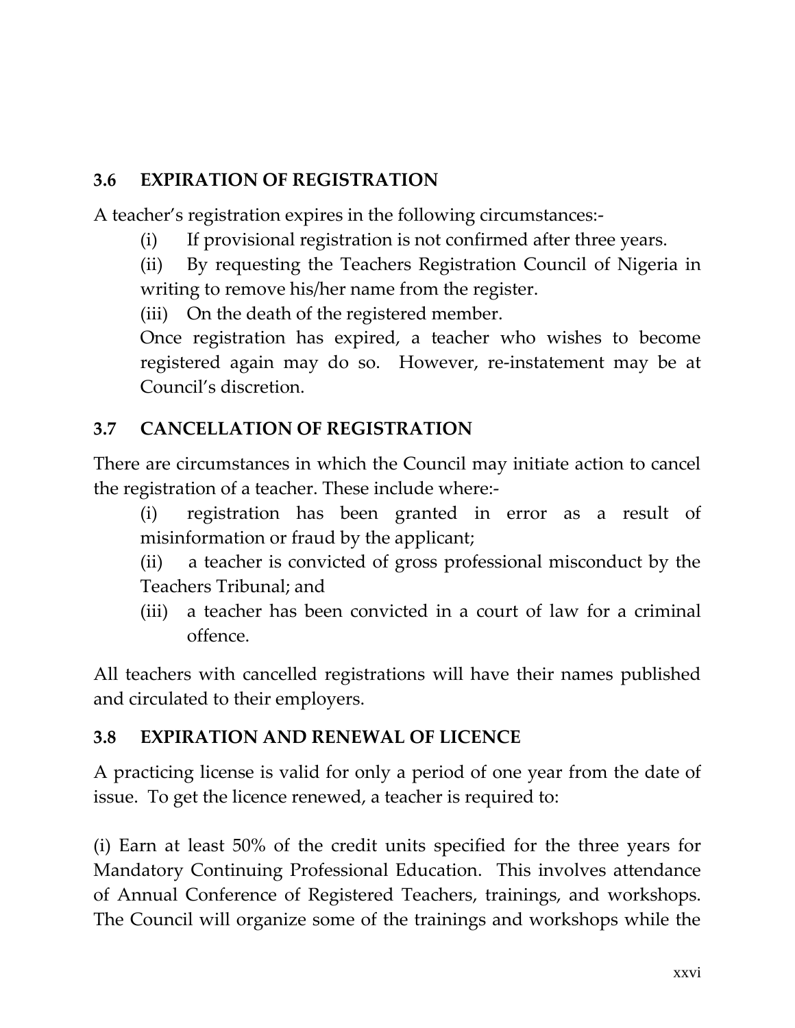### 3.6 EXPIRATION OF REGISTRATION

A teacher's registration expires in the following circumstances:-

(i) If provisional registration is not confirmed after three years.

(ii) By requesting the Teachers Registration Council of Nigeria in writing to remove his/her name from the register.

(iii) On the death of the registered member.

Once registration has expired, a teacher who wishes to become registered again may do so. However, re-instatement may be at Council's discretion.

### 3.7 CANCELLATION OF REGISTRATION

There are circumstances in which the Council may initiate action to cancel the registration of a teacher. These include where:-

(i) registration has been granted in error as a result of misinformation or fraud by the applicant;

(ii) a teacher is convicted of gross professional misconduct by the Teachers Tribunal; and

(iii) a teacher has been convicted in a court of law for a criminal offence.

All teachers with cancelled registrations will have their names published and circulated to their employers.

### 3.8 EXPIRATION AND RENEWAL OF LICENCE

A practicing license is valid for only a period of one year from the date of issue. To get the licence renewed, a teacher is required to:

(i) Earn at least 50% of the credit units specified for the three years for Mandatory Continuing Professional Education. This involves attendance of Annual Conference of Registered Teachers, trainings, and workshops. The Council will organize some of the trainings and workshops while the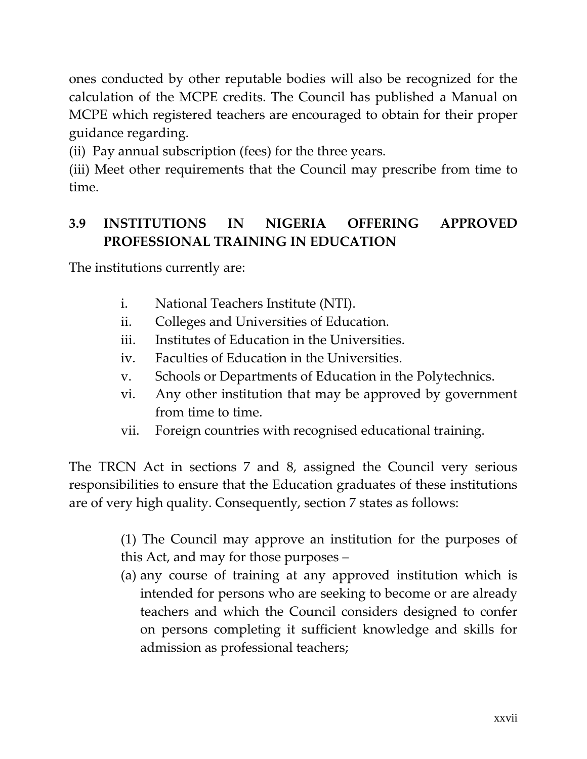ones conducted by other reputable bodies will also be recognized for the calculation of the MCPE credits. The Council has published a Manual on MCPE which registered teachers are encouraged to obtain for their proper guidance regarding.

(ii) Pay annual subscription (fees) for the three years.

(iii) Meet other requirements that the Council may prescribe from time to time.

## 3.9 INSTITUTIONS IN NIGERIA OFFERING APPROVED PROFESSIONAL TRAINING IN EDUCATION

The institutions currently are:

i. National Teachers Institute (NTI).
ii. Colleges and Universities of Education.
iii. Institutes of Education in the Universities.
iv. Faculties of Education in the Universities.
v. Schools or Departments of Education in the Polytechnics.
vi. Any other institution that may be approved by government from time to time.
vii. Foreign countries with recognised educational training.

The TRCN Act in sections 7 and 8, assigned the Council very serious responsibilities to ensure that the Education graduates of these institutions are of very high quality. Consequently, section 7 states as follows:

> (1) The Council may approve an institution for the purposes of this Act, and may for those purposes –
>
> (a) any course of training at any approved institution which is intended for persons who are seeking to become or are already teachers and which the Council considers designed to confer on persons completing it sufficient knowledge and skills for admission as professional teachers;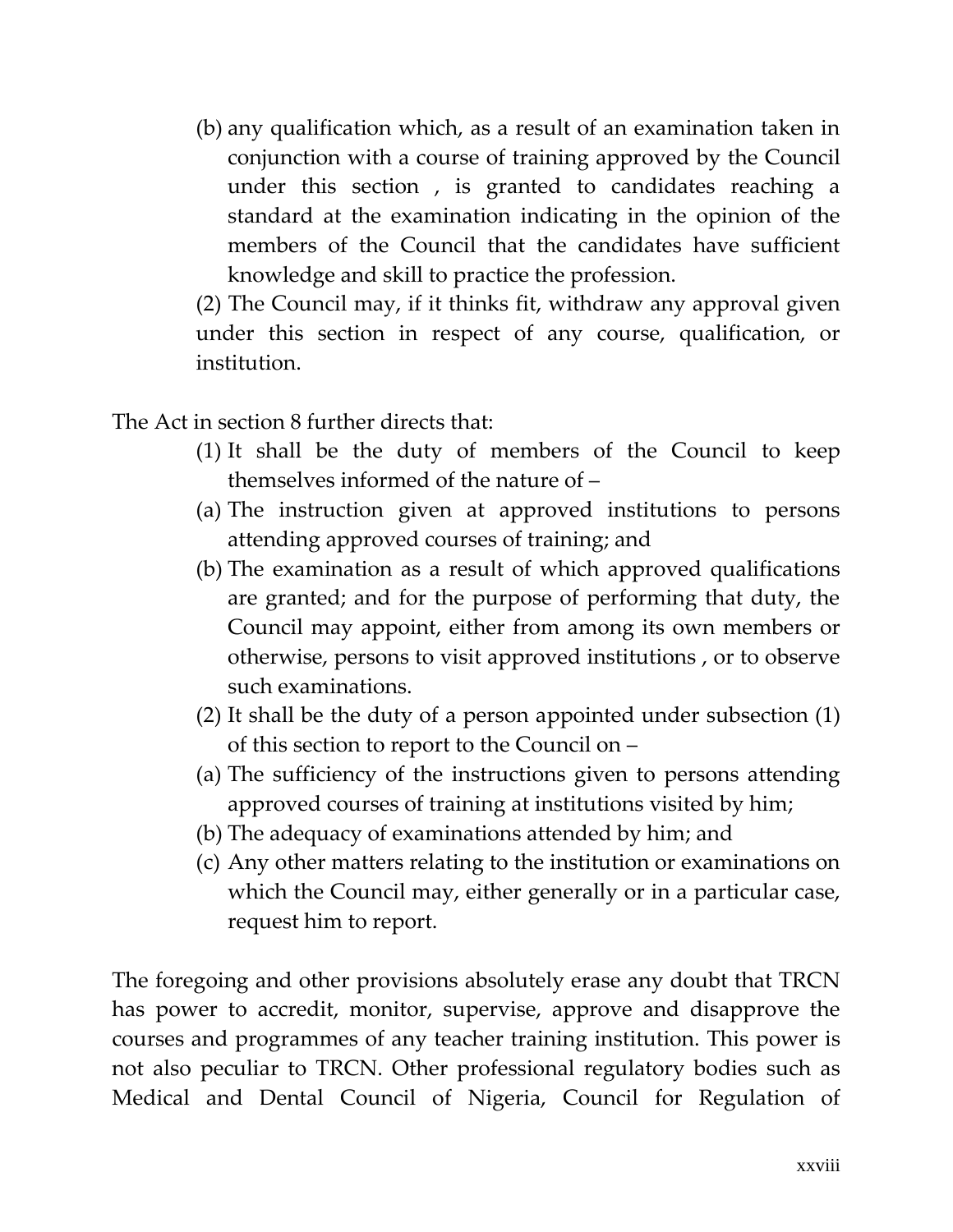(b) any qualification which, as a result of an examination taken in conjunction with a course of training approved by the Council under this section , is granted to candidates reaching a standard at the examination indicating in the opinion of the members of the Council that the candidates have sufficient knowledge and skill to practice the profession.

(2) The Council may, if it thinks fit, withdraw any approval given under this section in respect of any course, qualification, or institution.

The Act in section 8 further directs that:

(1) It shall be the duty of members of the Council to keep themselves informed of the nature of –

(a) The instruction given at approved institutions to persons attending approved courses of training; and

(b) The examination as a result of which approved qualifications are granted; and for the purpose of performing that duty, the Council may appoint, either from among its own members or otherwise, persons to visit approved institutions , or to observe such examinations.

(2) It shall be the duty of a person appointed under subsection (1) of this section to report to the Council on –

(a) The sufficiency of the instructions given to persons attending approved courses of training at institutions visited by him;

(b) The adequacy of examinations attended by him; and

(c) Any other matters relating to the institution or examinations on which the Council may, either generally or in a particular case, request him to report.

The foregoing and other provisions absolutely erase any doubt that TRCN has power to accredit, monitor, supervise, approve and disapprove the courses and programmes of any teacher training institution. This power is not also peculiar to TRCN. Other professional regulatory bodies such as Medical and Dental Council of Nigeria, Council for Regulation of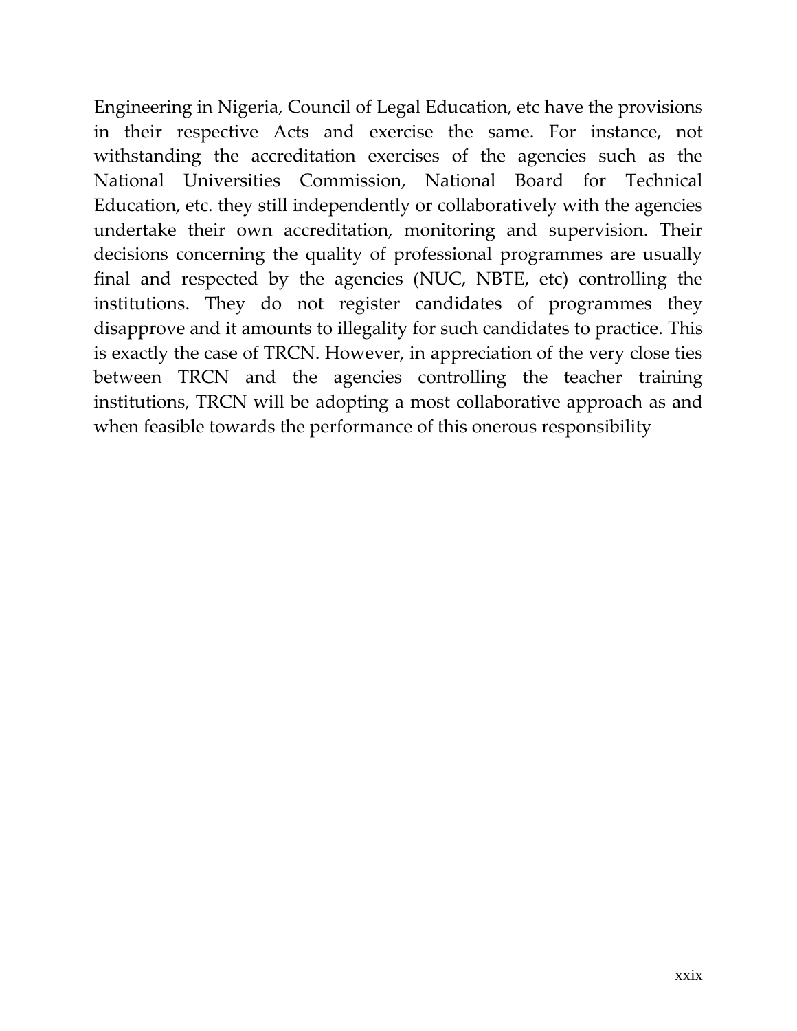Engineering in Nigeria, Council of Legal Education, etc have the provisions in their respective Acts and exercise the same. For instance, not withstanding the accreditation exercises of the agencies such as the National Universities Commission, National Board for Technical Education, etc. they still independently or collaboratively with the agencies undertake their own accreditation, monitoring and supervision. Their decisions concerning the quality of professional programmes are usually final and respected by the agencies (NUC, NBTE, etc) controlling the institutions. They do not register candidates of programmes they disapprove and it amounts to illegality for such candidates to practice. This is exactly the case of TRCN. However, in appreciation of the very close ties between TRCN and the agencies controlling the teacher training institutions, TRCN will be adopting a most collaborative approach as and when feasible towards the performance of this onerous responsibility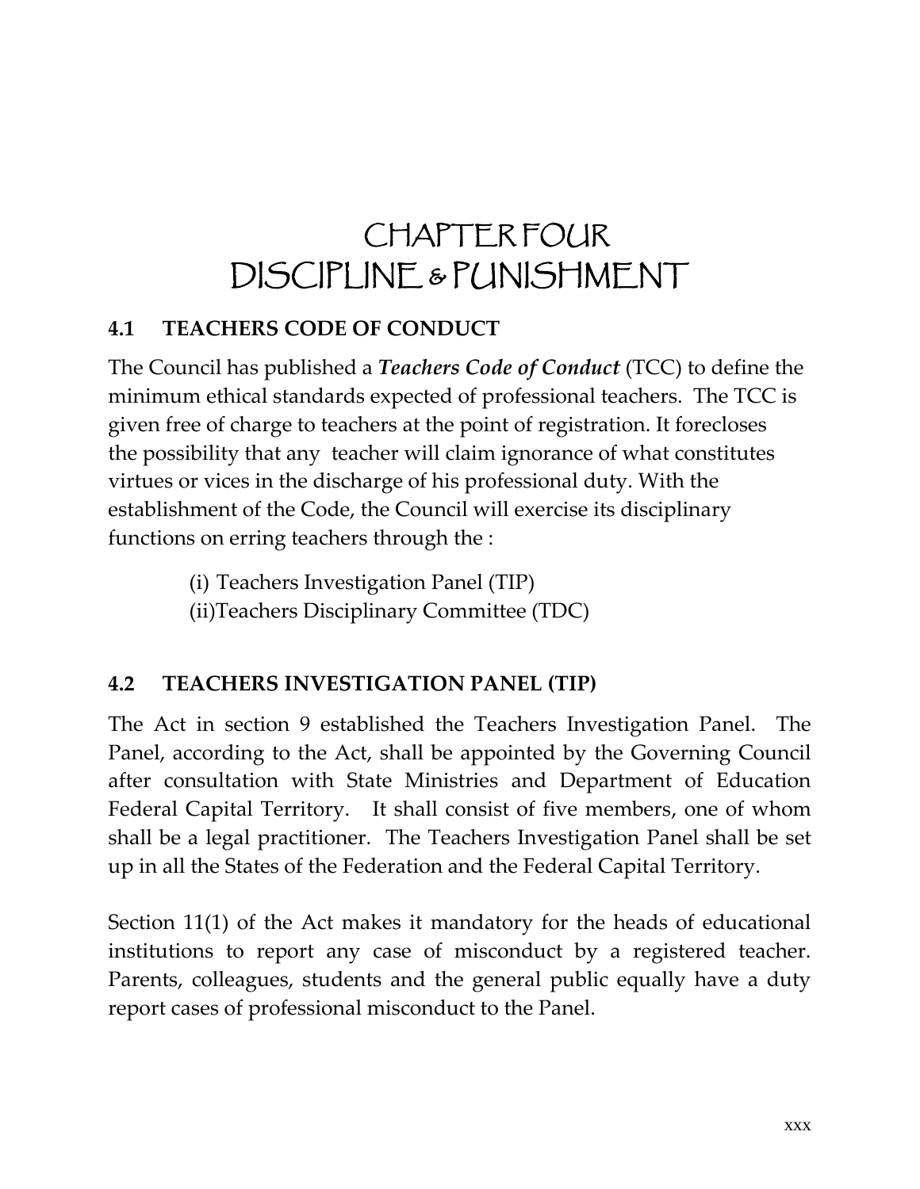# CHAPTER FOUR
# DISCIPLINE & PUNISHMENT

## 4.1 TEACHERS CODE OF CONDUCT

The Council has published a ***Teachers Code of Conduct*** (TCC) to define the minimum ethical standards expected of professional teachers. The TCC is given free of charge to teachers at the point of registration. It forecloses the possibility that any teacher will claim ignorance of what constitutes virtues or vices in the discharge of his professional duty. With the establishment of the Code, the Council will exercise its disciplinary functions on erring teachers through the :

(i) Teachers Investigation Panel (TIP)
(ii)Teachers Disciplinary Committee (TDC)

## 4.2 TEACHERS INVESTIGATION PANEL (TIP)

The Act in section 9 established the Teachers Investigation Panel. The Panel, according to the Act, shall be appointed by the Governing Council after consultation with State Ministries and Department of Education Federal Capital Territory. It shall consist of five members, one of whom shall be a legal practitioner. The Teachers Investigation Panel shall be set up in all the States of the Federation and the Federal Capital Territory.

Section 11(1) of the Act makes it mandatory for the heads of educational institutions to report any case of misconduct by a registered teacher. Parents, colleagues, students and the general public equally have a duty report cases of professional misconduct to the Panel.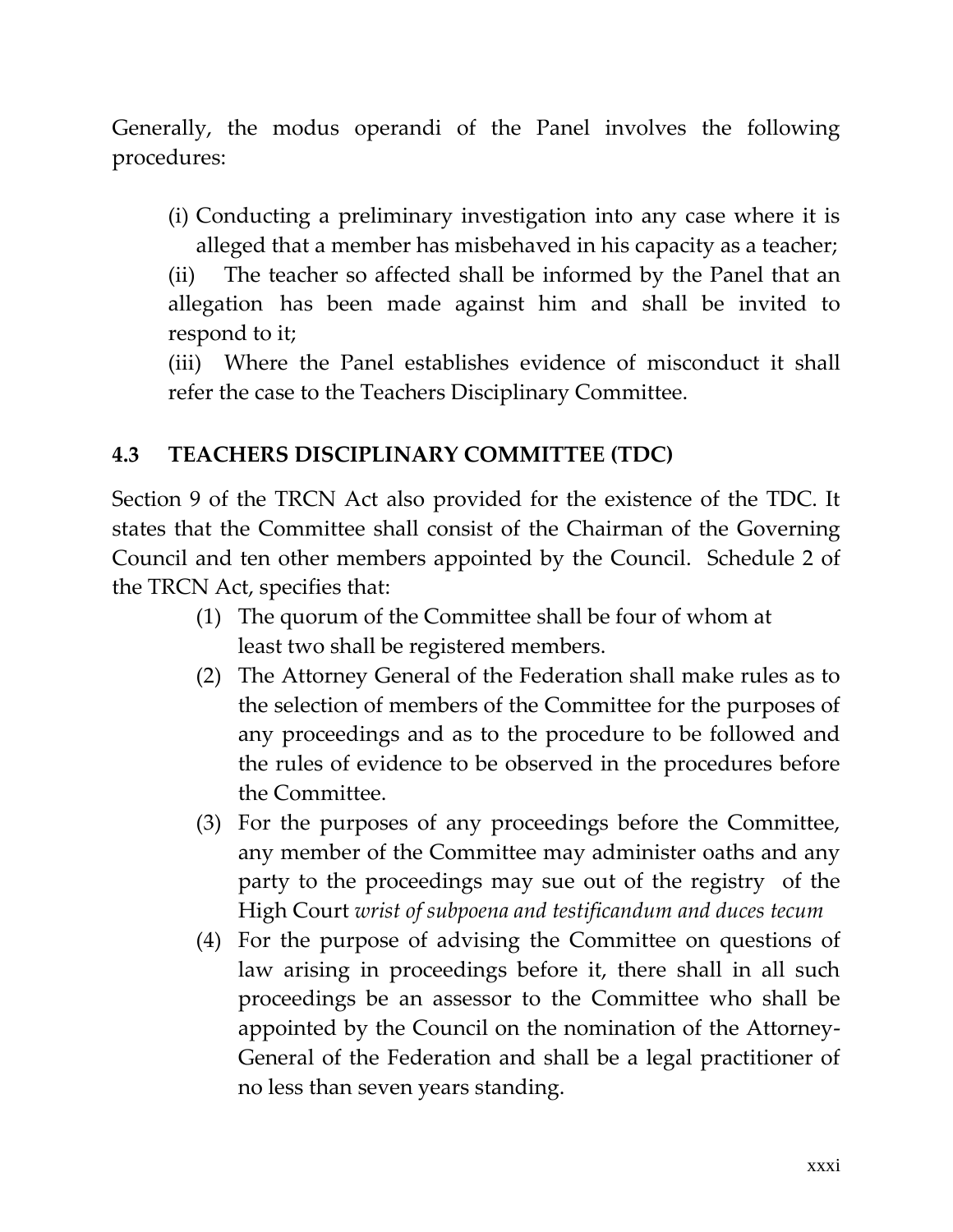Generally, the modus operandi of the Panel involves the following procedures:

(i) Conducting a preliminary investigation into any case where it is alleged that a member has misbehaved in his capacity as a teacher;

(ii) The teacher so affected shall be informed by the Panel that an allegation has been made against him and shall be invited to respond to it;

(iii) Where the Panel establishes evidence of misconduct it shall refer the case to the Teachers Disciplinary Committee.

## 4.3 TEACHERS DISCIPLINARY COMMITTEE (TDC)

Section 9 of the TRCN Act also provided for the existence of the TDC. It states that the Committee shall consist of the Chairman of the Governing Council and ten other members appointed by the Council. Schedule 2 of the TRCN Act, specifies that:

1. The quorum of the Committee shall be four of whom at least two shall be registered members.
2. The Attorney General of the Federation shall make rules as to the selection of members of the Committee for the purposes of any proceedings and as to the procedure to be followed and the rules of evidence to be observed in the procedures before the Committee.
3. For the purposes of any proceedings before the Committee, any member of the Committee may administer oaths and any party to the proceedings may sue out of the registry of the High Court *wrist of subpoena and testificandum and duces tecum*
4. For the purpose of advising the Committee on questions of law arising in proceedings before it, there shall in all such proceedings be an assessor to the Committee who shall be appointed by the Council on the nomination of the Attorney-General of the Federation and shall be a legal practitioner of no less than seven years standing.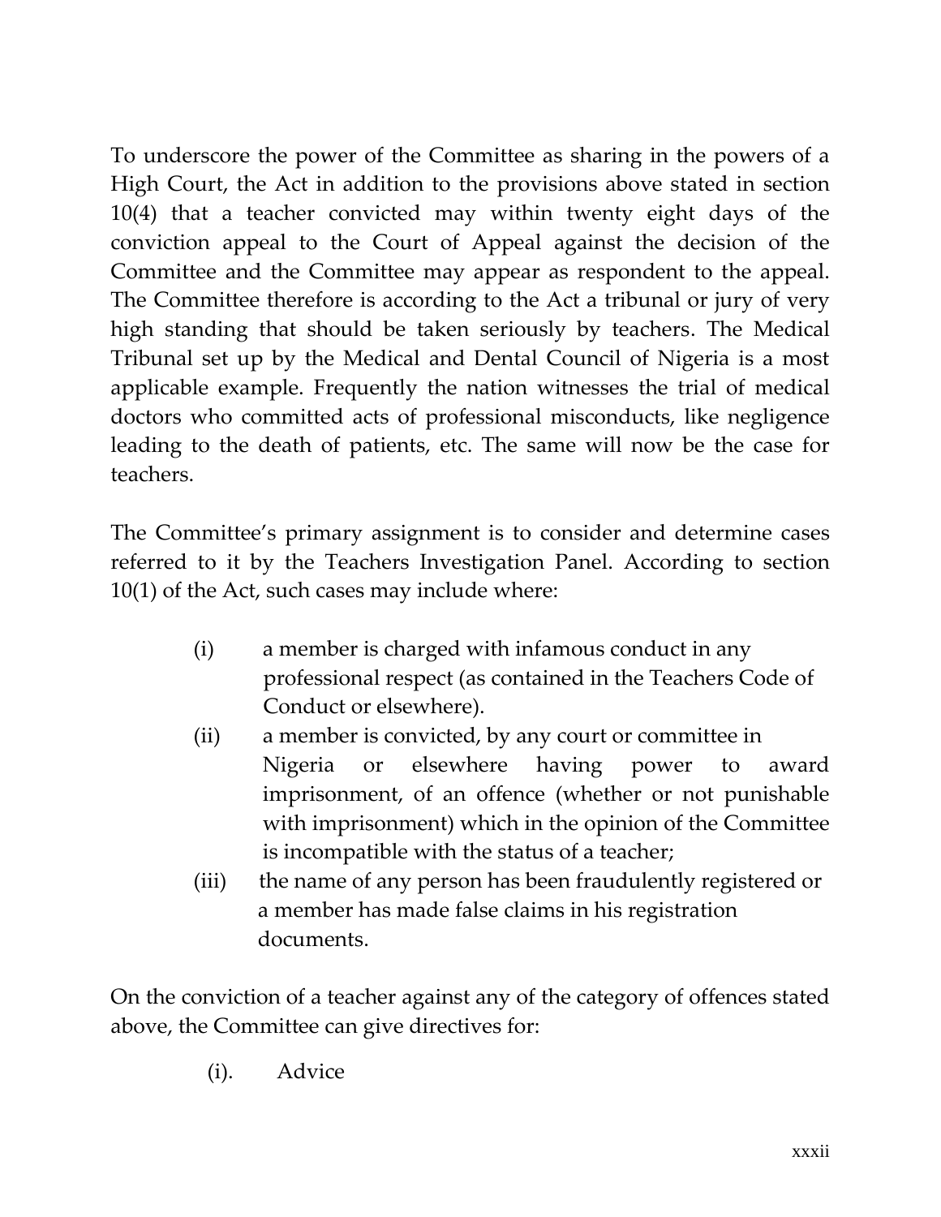To underscore the power of the Committee as sharing in the powers of a High Court, the Act in addition to the provisions above stated in section 10(4) that a teacher convicted may within twenty eight days of the conviction appeal to the Court of Appeal against the decision of the Committee and the Committee may appear as respondent to the appeal. The Committee therefore is according to the Act a tribunal or jury of very high standing that should be taken seriously by teachers. The Medical Tribunal set up by the Medical and Dental Council of Nigeria is a most applicable example. Frequently the nation witnesses the trial of medical doctors who committed acts of professional misconducts, like negligence leading to the death of patients, etc. The same will now be the case for teachers.

The Committee's primary assignment is to consider and determine cases referred to it by the Teachers Investigation Panel. According to section 10(1) of the Act, such cases may include where:

(i) a member is charged with infamous conduct in any professional respect (as contained in the Teachers Code of Conduct or elsewhere).

(ii) a member is convicted, by any court or committee in Nigeria or elsewhere having power to award imprisonment, of an offence (whether or not punishable with imprisonment) which in the opinion of the Committee is incompatible with the status of a teacher;

(iii) the name of any person has been fraudulently registered or a member has made false claims in his registration documents.

On the conviction of a teacher against any of the category of offences stated above, the Committee can give directives for:

(i). Advice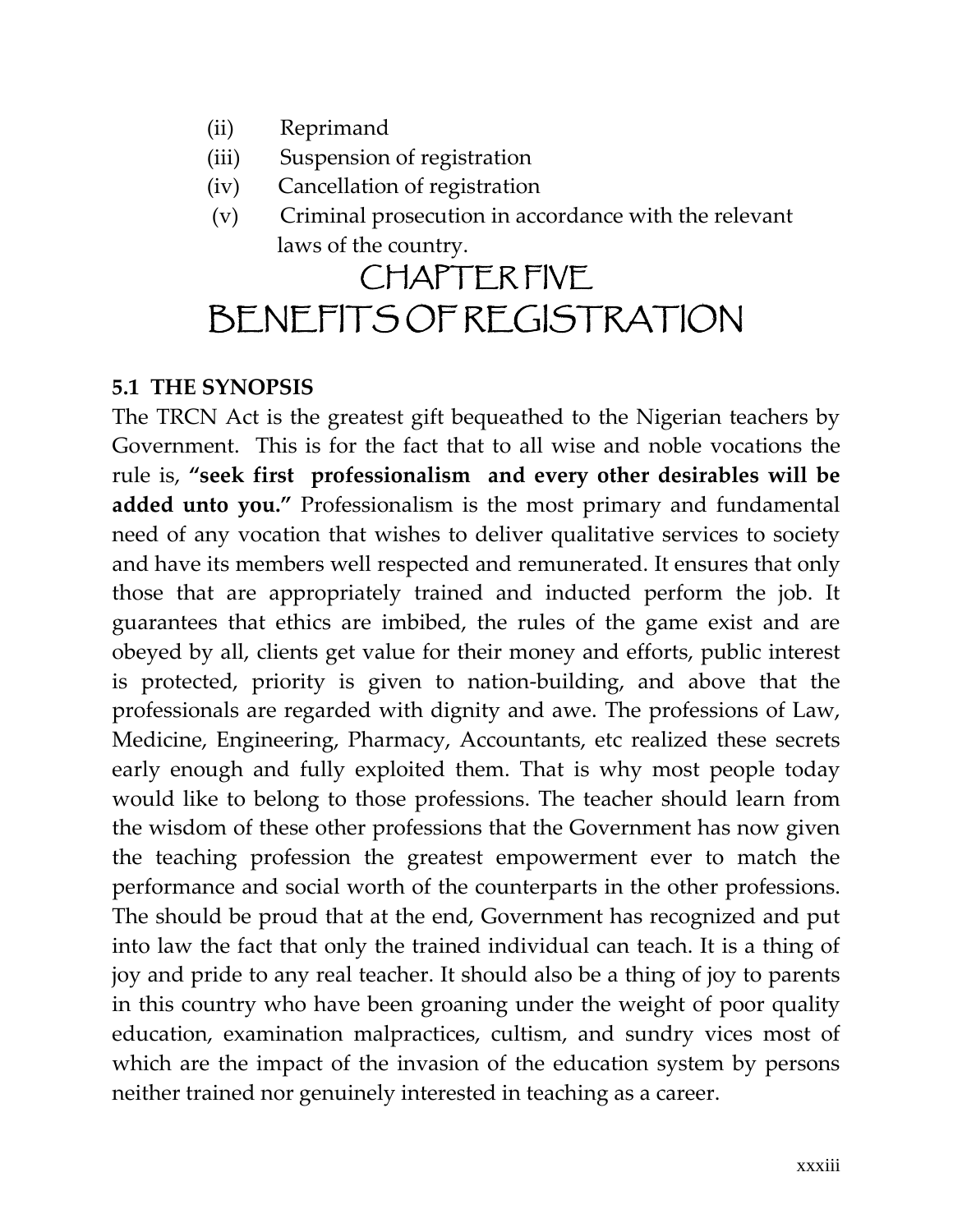(ii) Reprimand
(iii) Suspension of registration
(iv) Cancellation of registration
(v) Criminal prosecution in accordance with the relevant laws of the country.

# CHAPTER FIVE
# BENEFITS OF REGISTRATION

### 5.1 THE SYNOPSIS

The TRCN Act is the greatest gift bequeathed to the Nigerian teachers by Government. This is for the fact that to all wise and noble vocations the rule is, **"seek first professionalism and every other desirables will be added unto you."** Professionalism is the most primary and fundamental need of any vocation that wishes to deliver qualitative services to society and have its members well respected and remunerated. It ensures that only those that are appropriately trained and inducted perform the job. It guarantees that ethics are imbibed, the rules of the game exist and are obeyed by all, clients get value for their money and efforts, public interest is protected, priority is given to nation-building, and above that the professionals are regarded with dignity and awe. The professions of Law, Medicine, Engineering, Pharmacy, Accountants, etc realized these secrets early enough and fully exploited them. That is why most people today would like to belong to those professions. The teacher should learn from the wisdom of these other professions that the Government has now given the teaching profession the greatest empowerment ever to match the performance and social worth of the counterparts in the other professions. The should be proud that at the end, Government has recognized and put into law the fact that only the trained individual can teach. It is a thing of joy and pride to any real teacher. It should also be a thing of joy to parents in this country who have been groaning under the weight of poor quality education, examination malpractices, cultism, and sundry vices most of which are the impact of the invasion of the education system by persons neither trained nor genuinely interested in teaching as a career.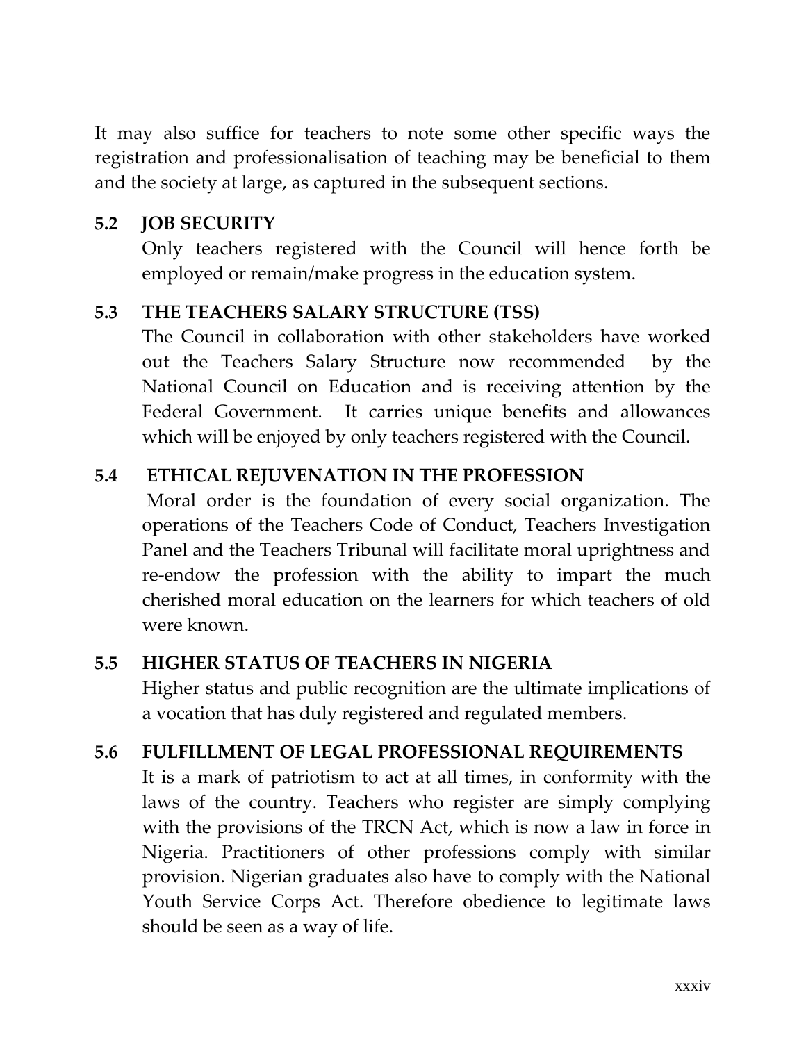It may also suffice for teachers to note some other specific ways the registration and professionalisation of teaching may be beneficial to them and the society at large, as captured in the subsequent sections.

### 5.2 JOB SECURITY

Only teachers registered with the Council will hence forth be employed or remain/make progress in the education system.

### 5.3 THE TEACHERS SALARY STRUCTURE (TSS)

The Council in collaboration with other stakeholders have worked out the Teachers Salary Structure now recommended by the National Council on Education and is receiving attention by the Federal Government. It carries unique benefits and allowances which will be enjoyed by only teachers registered with the Council.

### 5.4 ETHICAL REJUVENATION IN THE PROFESSION

Moral order is the foundation of every social organization. The operations of the Teachers Code of Conduct, Teachers Investigation Panel and the Teachers Tribunal will facilitate moral uprightness and re-endow the profession with the ability to impart the much cherished moral education on the learners for which teachers of old were known.

### 5.5 HIGHER STATUS OF TEACHERS IN NIGERIA

Higher status and public recognition are the ultimate implications of a vocation that has duly registered and regulated members.

### 5.6 FULFILLMENT OF LEGAL PROFESSIONAL REQUIREMENTS

It is a mark of patriotism to act at all times, in conformity with the laws of the country. Teachers who register are simply complying with the provisions of the TRCN Act, which is now a law in force in Nigeria. Practitioners of other professions comply with similar provision. Nigerian graduates also have to comply with the National Youth Service Corps Act. Therefore obedience to legitimate laws should be seen as a way of life.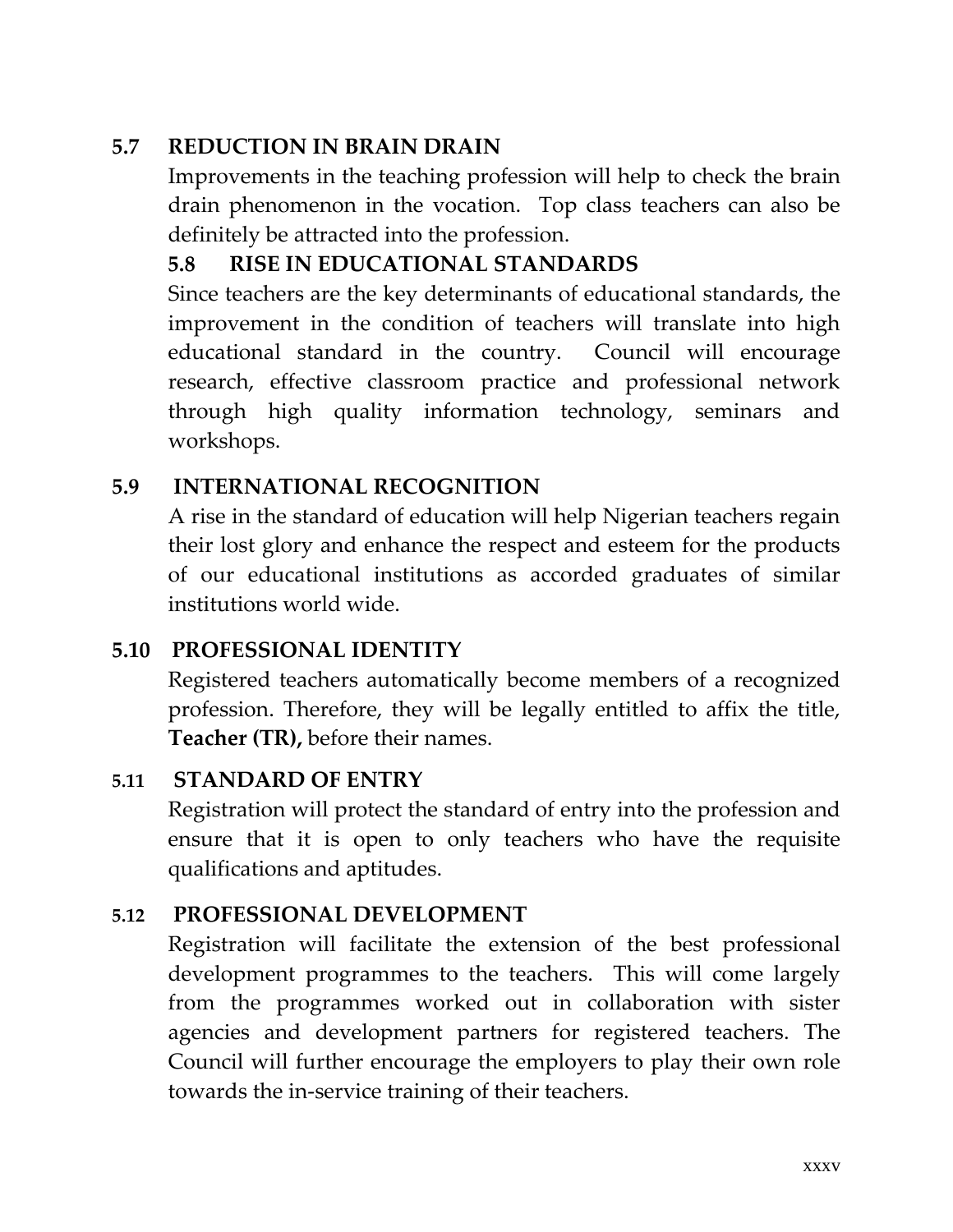### 5.7 REDUCTION IN BRAIN DRAIN

Improvements in the teaching profession will help to check the brain drain phenomenon in the vocation. Top class teachers can also be definitely be attracted into the profession.

### 5.8 RISE IN EDUCATIONAL STANDARDS

Since teachers are the key determinants of educational standards, the improvement in the condition of teachers will translate into high educational standard in the country. Council will encourage research, effective classroom practice and professional network through high quality information technology, seminars and workshops.

### 5.9 INTERNATIONAL RECOGNITION

A rise in the standard of education will help Nigerian teachers regain their lost glory and enhance the respect and esteem for the products of our educational institutions as accorded graduates of similar institutions world wide.

### 5.10 PROFESSIONAL IDENTITY

Registered teachers automatically become members of a recognized profession. Therefore, they will be legally entitled to affix the title, **Teacher (TR),** before their names.

### 5.11 STANDARD OF ENTRY

Registration will protect the standard of entry into the profession and ensure that it is open to only teachers who have the requisite qualifications and aptitudes.

### 5.12 PROFESSIONAL DEVELOPMENT

Registration will facilitate the extension of the best professional development programmes to the teachers. This will come largely from the programmes worked out in collaboration with sister agencies and development partners for registered teachers. The Council will further encourage the employers to play their own role towards the in-service training of their teachers.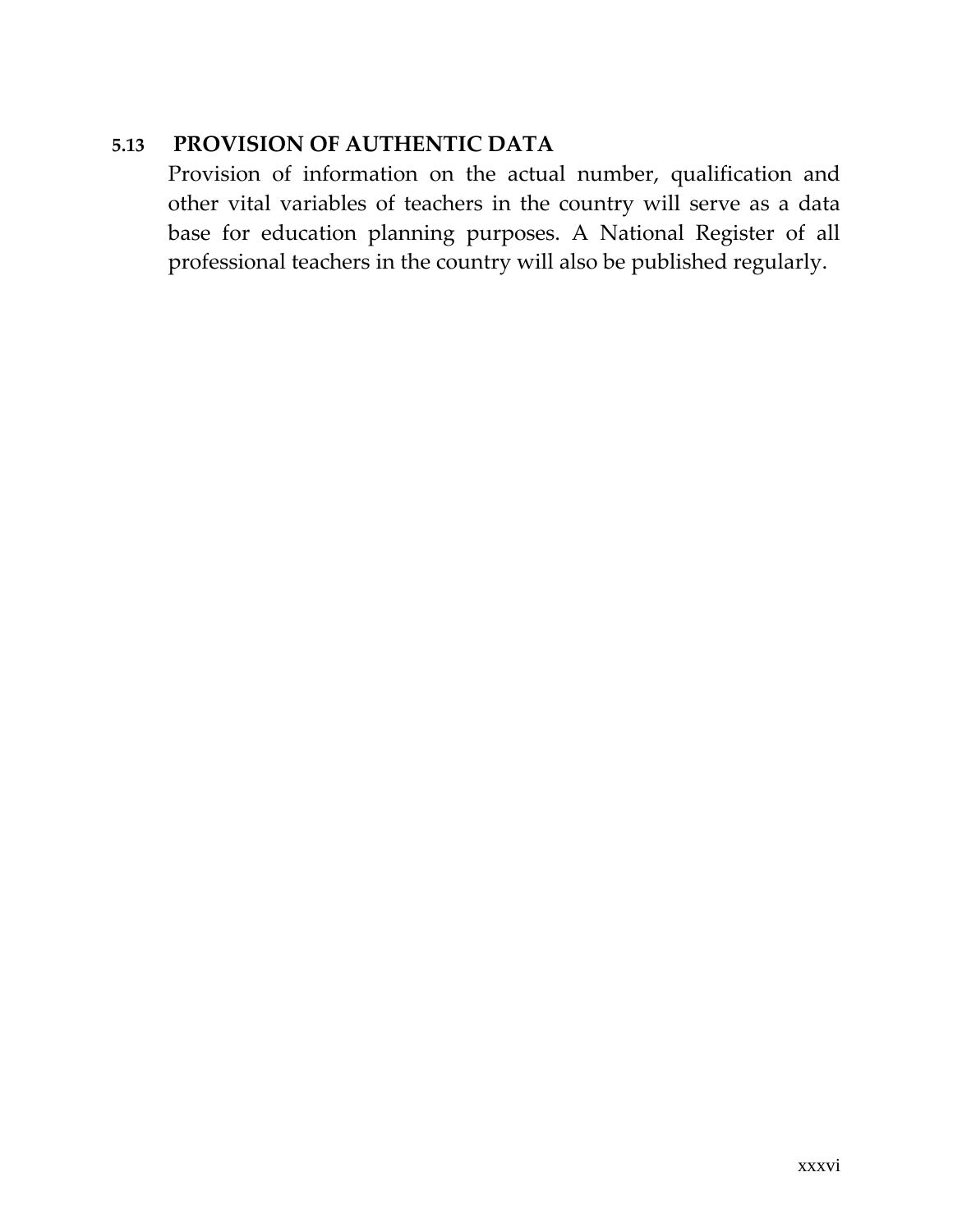### 5.13 PROVISION OF AUTHENTIC DATA

Provision of information on the actual number, qualification and other vital variables of teachers in the country will serve as a data base for education planning purposes. A National Register of all professional teachers in the country will also be published regularly.